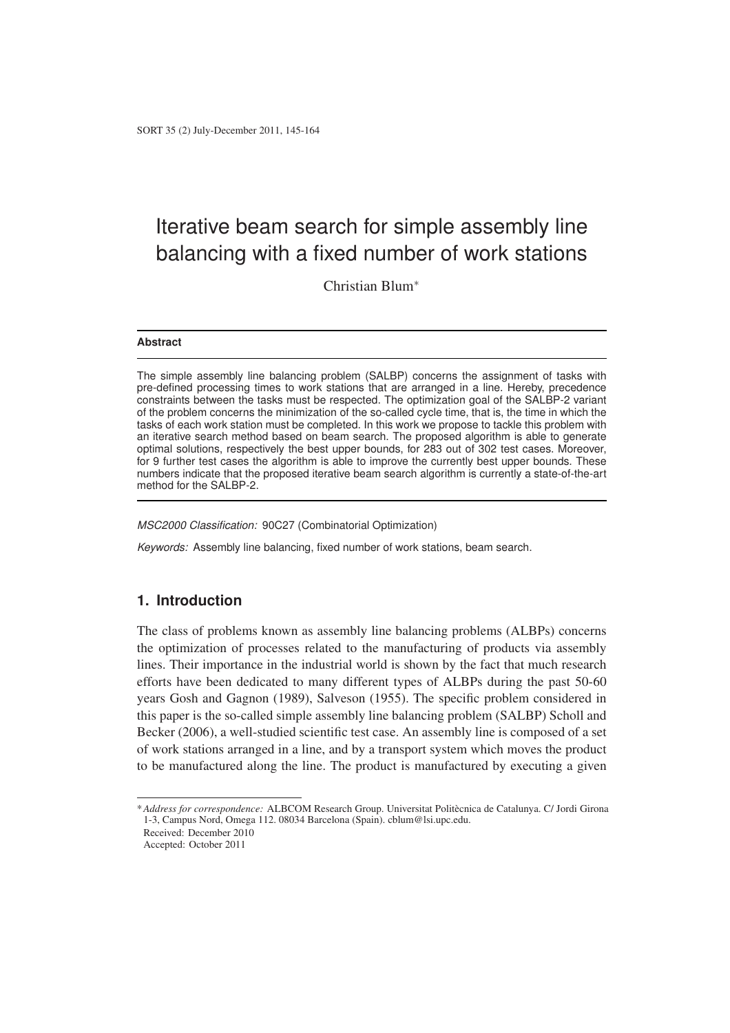# Iterative beam search for simple assembly line balancing with a fixed number of work stations

Christian Blum*

## Abstract

The simple assembly line balancing problem (SALBP) concerns the assignment of tasks with pre-defined processing times to work stations that are arranged in a line. Hereby, precedence constraints between the tasks must be respected. The optimization goal of the SALBP-2 variant of the problem concerns the minimization of the so-called cycle time, that is, the time in which the tasks of each work station must be completed. In this work we propose to tackle this problem with an iterative search method based on beam search. The proposed algorithm is able to generate optimal solutions, respectively the best upper bounds, for 283 out of 302 test cases. Moreover, for 9 further test cases the algorithm is able to improve the currently best upper bounds. These numbers indicate that the proposed iterative beam search algorithm is currently a state-of-the-art method for the SALBP-2.

*MSC2000 Classification:* 90C27 (Combinatorial Optimization)

*Keywords:* Assembly line balancing, fixed number of work stations, beam search.

## 1. Introduction

The class of problems known as assembly line balancing problems (ALBPs) concerns the optimization of processes related to the manufacturing of products via assembly lines. Their importance in the industrial world is shown by the fact that much research efforts have been dedicated to many different types of ALBPs during the past 50-60 years Gosh and Gagnon (1989), Salveson (1955). The specific problem considered in this paper is the so-called simple assembly line balancing problem (SALBP) Scholl and Becker (2006), a well-studied scientific test case. An assembly line is composed of a set of work stations arranged in a line, and by a transport system which moves the product to be manufactured along the line. The product is manufactured by executing a given

---

* *Address for correspondence:* ALBCOM Research Group. Universitat Politècnica de Catalunya. C/ Jordi Girona 1-3, Campus Nord, Omega 112. 08034 Barcelona (Spain). cblum@lsi.upc.edu.
Received: December 2010
Accepted: October 2011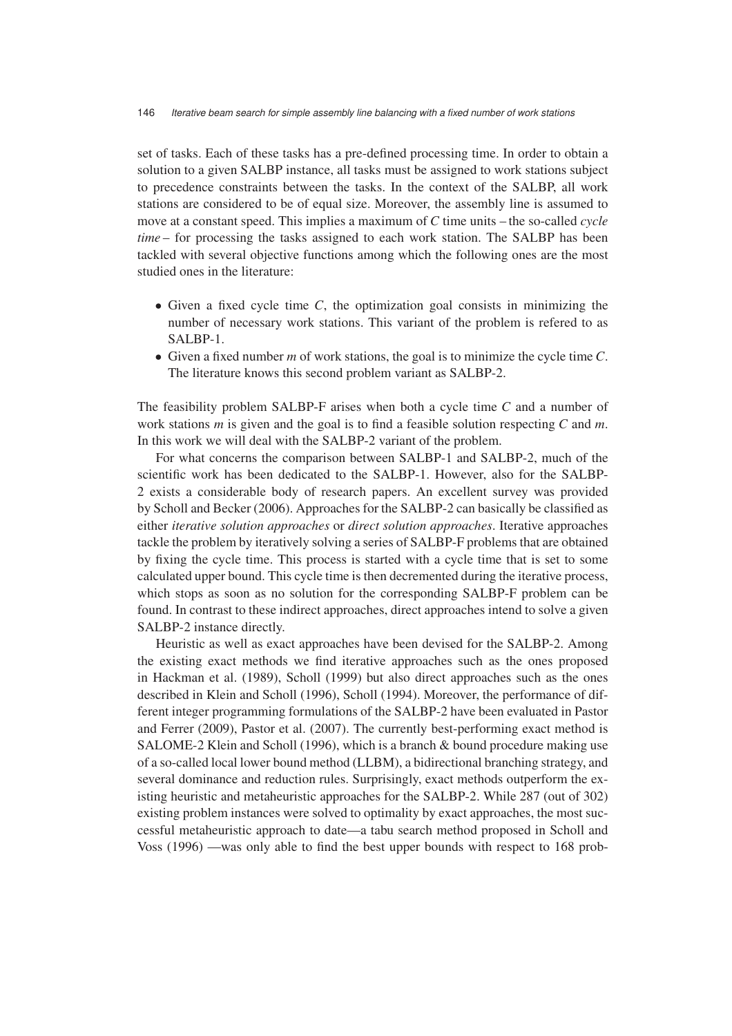set of tasks. Each of these tasks has a pre-defined processing time. In order to obtain a solution to a given SALBP instance, all tasks must be assigned to work stations subject to precedence constraints between the tasks. In the context of the SALBP, all work stations are considered to be of equal size. Moreover, the assembly line is assumed to move at a constant speed. This implies a maximum of $C$ time units – the so-called *cycle time* – for processing the tasks assigned to each work station. The SALBP has been tackled with several objective functions among which the following ones are the most studied ones in the literature:

- Given a fixed cycle time $C$, the optimization goal consists in minimizing the number of necessary work stations. This variant of the problem is refered to as SALBP-1.
- Given a fixed number $m$ of work stations, the goal is to minimize the cycle time $C$. The literature knows this second problem variant as SALBP-2.

The feasibility problem SALBP-F arises when both a cycle time $C$ and a number of work stations $m$ is given and the goal is to find a feasible solution respecting $C$ and $m$. In this work we will deal with the SALBP-2 variant of the problem.

For what concerns the comparison between SALBP-1 and SALBP-2, much of the scientific work has been dedicated to the SALBP-1. However, also for the SALBP-2 exists a considerable body of research papers. An excellent survey was provided by Scholl and Becker (2006). Approaches for the SALBP-2 can basically be classified as either *iterative solution approaches* or *direct solution approaches*. Iterative approaches tackle the problem by iteratively solving a series of SALBP-F problems that are obtained by fixing the cycle time. This process is started with a cycle time that is set to some calculated upper bound. This cycle time is then decremented during the iterative process, which stops as soon as no solution for the corresponding SALBP-F problem can be found. In contrast to these indirect approaches, direct approaches intend to solve a given SALBP-2 instance directly.

Heuristic as well as exact approaches have been devised for the SALBP-2. Among the existing exact methods we find iterative approaches such as the ones proposed in Hackman et al. (1989), Scholl (1999) but also direct approaches such as the ones described in Klein and Scholl (1996), Scholl (1994). Moreover, the performance of different integer programming formulations of the SALBP-2 have been evaluated in Pastor and Ferrer (2009), Pastor et al. (2007). The currently best-performing exact method is SALOME-2 Klein and Scholl (1996), which is a branch & bound procedure making use of a so-called local lower bound method (LLBM), a bidirectional branching strategy, and several dominance and reduction rules. Surprisingly, exact methods outperform the existing heuristic and metaheuristic approaches for the SALBP-2. While 287 (out of 302) existing problem instances were solved to optimality by exact approaches, the most successful metaheuristic approach to date—a tabu search method proposed in Scholl and Voss (1996) —was only able to find the best upper bounds with respect to 168 prob-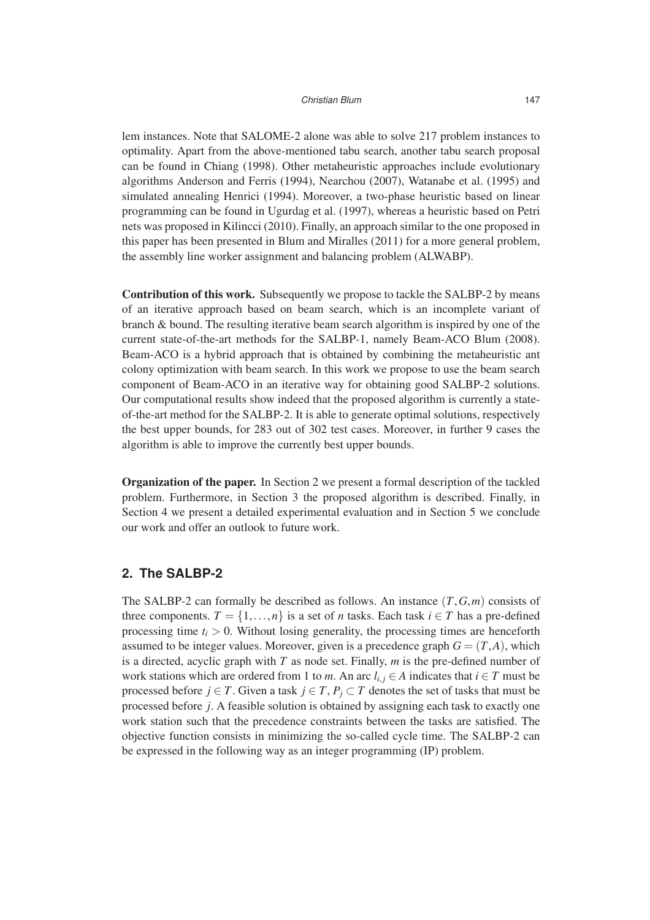lem instances. Note that SALOME-2 alone was able to solve 217 problem instances to optimality. Apart from the above-mentioned tabu search, another tabu search proposal can be found in Chiang (1998). Other metaheuristic approaches include evolutionary algorithms Anderson and Ferris (1994), Nearchou (2007), Watanabe et al. (1995) and simulated annealing Henrici (1994). Moreover, a two-phase heuristic based on linear programming can be found in Ugurdag et al. (1997), whereas a heuristic based on Petri nets was proposed in Kilincci (2010). Finally, an approach similar to the one proposed in this paper has been presented in Blum and Miralles (2011) for a more general problem, the assembly line worker assignment and balancing problem (ALWABP).

**Contribution of this work.** Subsequently we propose to tackle the SALBP-2 by means of an iterative approach based on beam search, which is an incomplete variant of branch & bound. The resulting iterative beam search algorithm is inspired by one of the current state-of-the-art methods for the SALBP-1, namely Beam-ACO Blum (2008). Beam-ACO is a hybrid approach that is obtained by combining the metaheuristic ant colony optimization with beam search. In this work we propose to use the beam search component of Beam-ACO in an iterative way for obtaining good SALBP-2 solutions. Our computational results show indeed that the proposed algorithm is currently a state-of-the-art method for the SALBP-2. It is able to generate optimal solutions, respectively the best upper bounds, for 283 out of 302 test cases. Moreover, in further 9 cases the algorithm is able to improve the currently best upper bounds.

**Organization of the paper.** In Section 2 we present a formal description of the tackled problem. Furthermore, in Section 3 the proposed algorithm is described. Finally, in Section 4 we present a detailed experimental evaluation and in Section 5 we conclude our work and offer an outlook to future work.

## 2. The SALBP-2

The SALBP-2 can formally be described as follows. An instance $(T, G, m)$ consists of three components. $T = \{1, \ldots, n\}$ is a set of $n$ tasks. Each task $i \in T$ has a pre-defined processing time $t_i > 0$. Without losing generality, the processing times are henceforth assumed to be integer values. Moreover, given is a precedence graph $G = (T, A)$, which is a directed, acyclic graph with $T$ as node set. Finally, $m$ is the pre-defined number of work stations which are ordered from 1 to $m$. An arc $l_{i,j} \in A$ indicates that $i \in T$ must be processed before $j \in T$. Given a task $j \in T$, $P_j \subset T$ denotes the set of tasks that must be processed before $j$. A feasible solution is obtained by assigning each task to exactly one work station such that the precedence constraints between the tasks are satisfied. The objective function consists in minimizing the so-called cycle time. The SALBP-2 can be expressed in the following way as an integer programming (IP) problem.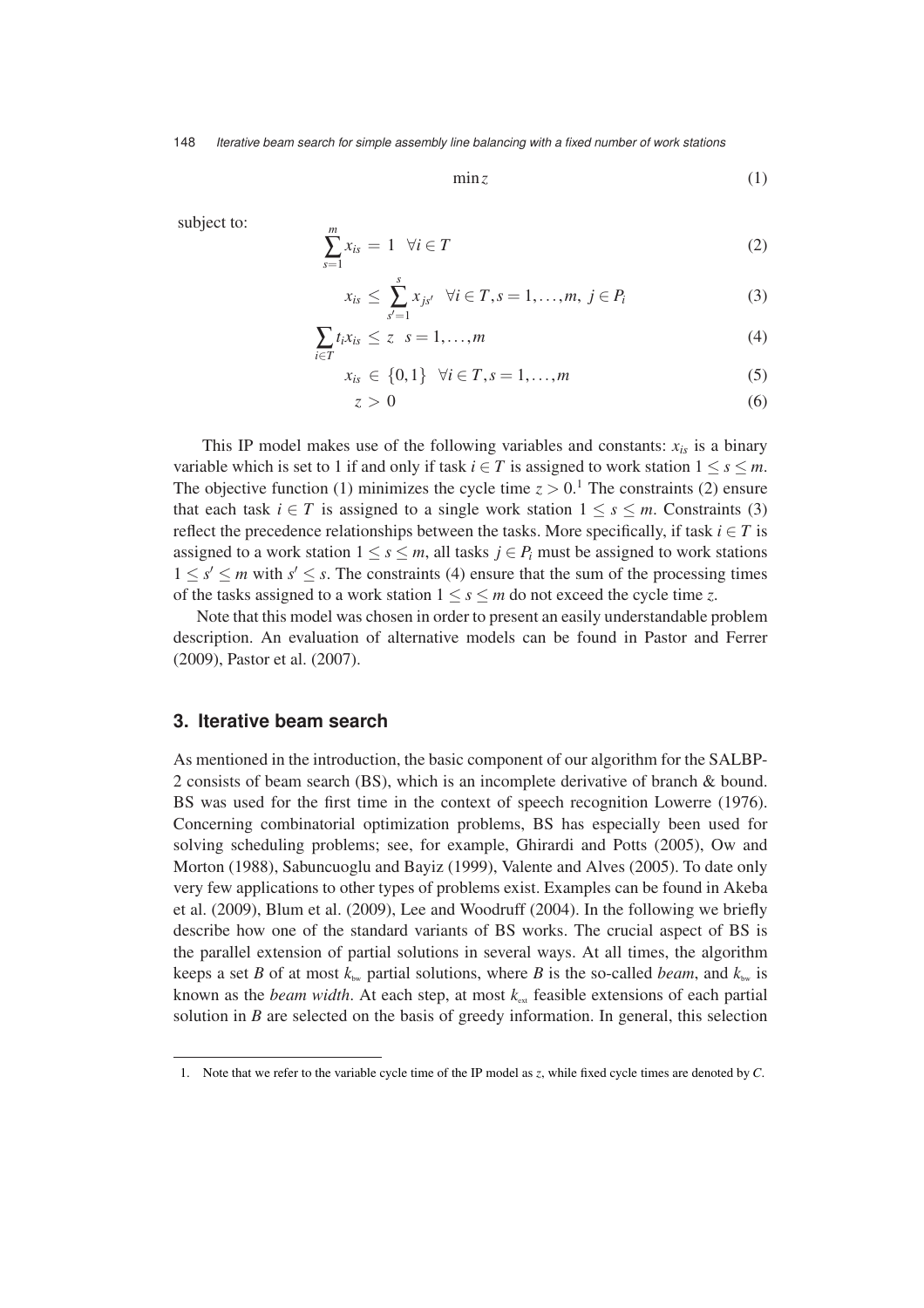$$\min z \tag{1}$$

subject to:

$$\sum_{s=1}^{m} x_{is} = 1 \quad \forall i \in T \tag{2}$$

$$x_{is} \leq \sum_{s'=1}^{s} x_{js'} \quad \forall i \in T, s = 1, \ldots, m, \; j \in P_i \tag{3}$$

$$\sum_{i \in T} t_i x_{is} \leq z \quad s = 1, \ldots, m \tag{4}$$

$$x_{is} \in \{0, 1\} \quad \forall i \in T, s = 1, \ldots, m \tag{5}$$

$$z > 0 \tag{6}$$

This IP model makes use of the following variables and constants: $x_{is}$ is a binary variable which is set to 1 if and only if task $i \in T$ is assigned to work station $1 \leq s \leq m$. The objective function (1) minimizes the cycle time $z > 0$.[1] The constraints (2) ensure that each task $i \in T$ is assigned to a single work station $1 \leq s \leq m$. Constraints (3) reflect the precedence relationships between the tasks. More specifically, if task $i \in T$ is assigned to a work station $1 \leq s \leq m$, all tasks $j \in P_i$ must be assigned to work stations $1 \leq s' \leq m$ with $s' \leq s$. The constraints (4) ensure that the sum of the processing times of the tasks assigned to a work station $1 \leq s \leq m$ do not exceed the cycle time $z$.

Note that this model was chosen in order to present an easily understandable problem description. An evaluation of alternative models can be found in Pastor and Ferrer (2009), Pastor et al. (2007).

## 3. Iterative beam search

As mentioned in the introduction, the basic component of our algorithm for the SALBP-2 consists of beam search (BS), which is an incomplete derivative of branch & bound. BS was used for the first time in the context of speech recognition Lowerre (1976). Concerning combinatorial optimization problems, BS has especially been used for solving scheduling problems; see, for example, Ghirardi and Potts (2005), Ow and Morton (1988), Sabuncuoglu and Bayiz (1999), Valente and Alves (2005). To date only very few applications to other types of problems exist. Examples can be found in Akeba et al. (2009), Blum et al. (2009), Lee and Woodruff (2004). In the following we briefly describe how one of the standard variants of BS works. The crucial aspect of BS is the parallel extension of partial solutions in several ways. At all times, the algorithm keeps a set $B$ of at most $k_{bw}$ partial solutions, where $B$ is the so-called *beam*, and $k_{bw}$ is known as the *beam width*. At each step, at most $k_{ext}$ feasible extensions of each partial solution in $B$ are selected on the basis of greedy information. In general, this selection

1. Note that we refer to the variable cycle time of the IP model as $z$, while fixed cycle times are denoted by $C$.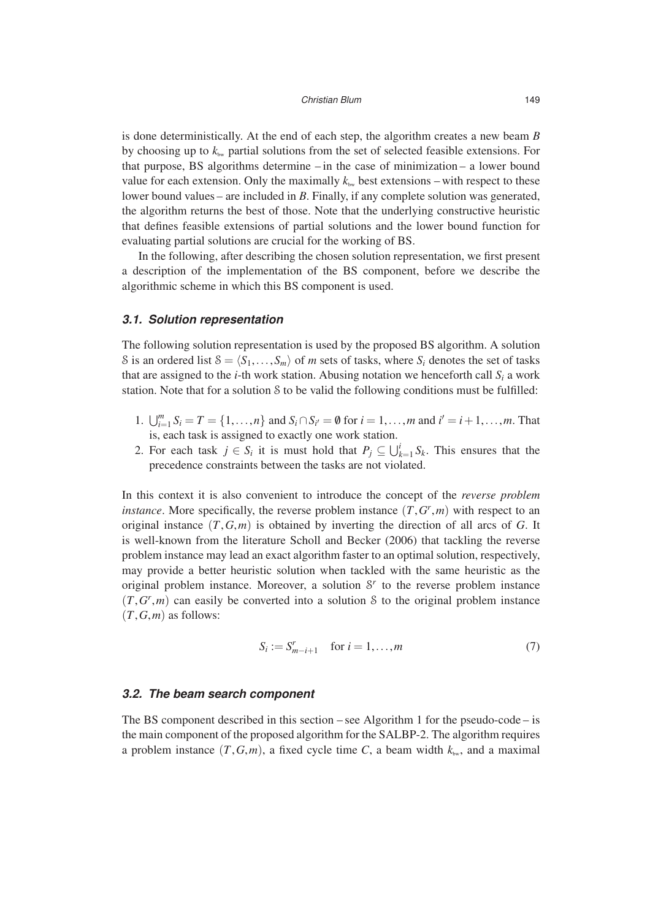is done deterministically. At the end of each step, the algorithm creates a new beam $B$ by choosing up to $k_{bw}$ partial solutions from the set of selected feasible extensions. For that purpose, BS algorithms determine – in the case of minimization – a lower bound value for each extension. Only the maximally $k_{bw}$ best extensions – with respect to these lower bound values – are included in $B$. Finally, if any complete solution was generated, the algorithm returns the best of those. Note that the underlying constructive heuristic that defines feasible extensions of partial solutions and the lower bound function for evaluating partial solutions are crucial for the working of BS.

In the following, after describing the chosen solution representation, we first present a description of the implementation of the BS component, before we describe the algorithmic scheme in which this BS component is used.

### 3.1. Solution representation

The following solution representation is used by the proposed BS algorithm. A solution $\mathcal{S}$ is an ordered list $\mathcal{S} = \langle S_1, \ldots, S_m \rangle$ of $m$ sets of tasks, where $S_i$ denotes the set of tasks that are assigned to the $i$-th work station. Abusing notation we henceforth call $S_i$ a work station. Note that for a solution $\mathcal{S}$ to be valid the following conditions must be fulfilled:

1. $\bigcup_{i=1}^{m} S_i = T = \{1, \ldots, n\}$ and $S_i \cap S_{i'} = \emptyset$ for $i = 1, \ldots, m$ and $i' = i+1, \ldots, m$. That is, each task is assigned to exactly one work station.
2. For each task $j \in S_i$ it is must hold that $P_j \subseteq \bigcup_{k=1}^{i} S_k$. This ensures that the precedence constraints between the tasks are not violated.

In this context it is also convenient to introduce the concept of the *reverse problem instance*. More specifically, the reverse problem instance $(T, G^r, m)$ with respect to an original instance $(T, G, m)$ is obtained by inverting the direction of all arcs of $G$. It is well-known from the literature Scholl and Becker (2006) that tackling the reverse problem instance may lead an exact algorithm faster to an optimal solution, respectively, may provide a better heuristic solution when tackled with the same heuristic as the original problem instance. Moreover, a solution $\mathcal{S}^r$ to the reverse problem instance $(T, G^r, m)$ can easily be converted into a solution $\mathcal{S}$ to the original problem instance $(T, G, m)$ as follows:

$$S_i := S^r_{m-i+1} \quad \text{for } i = 1, \ldots, m \tag{7}$$

### 3.2. The beam search component

The BS component described in this section – see Algorithm 1 for the pseudo-code – is the main component of the proposed algorithm for the SALBP-2. The algorithm requires a problem instance $(T, G, m)$, a fixed cycle time $C$, a beam width $k_{bw}$, and a maximal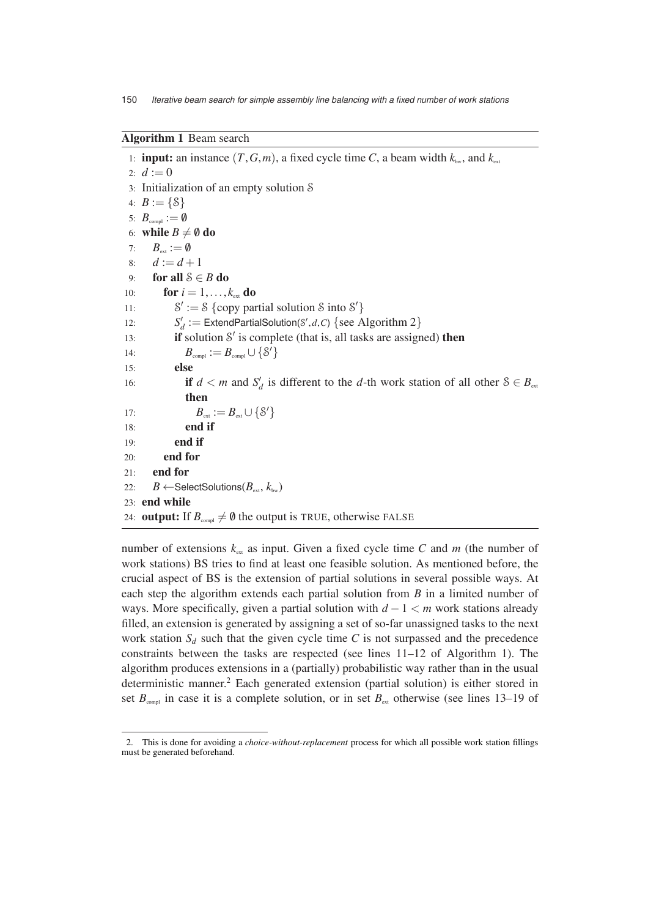**Algorithm 1** Beam search

```
1:  input: an instance (T, G, m), a fixed cycle time C, a beam width k_bw, and k_ext
2:  d := 0
3:  Initialization of an empty solution S
4:  B := {S}
5:  B_compl := ∅
6:  while B ≠ ∅ do
7:      B_ext := ∅
8:      d := d + 1
9:      for all S ∈ B do
10:         for i = 1, ..., k_ext do
11:             S' := S {copy partial solution S into S'}
12:             S'_d := ExtendPartialSolution(S', d, C) {see Algorithm 2}
13:             if solution S' is complete (that is, all tasks are assigned) then
14:                 B_compl := B_compl ∪ {S'}
15:             else
16:                 if d < m and S'_d is different to the d-th work station of all other S ∈ B_ext
                    then
17:                     B_ext := B_ext ∪ {S'}
18:                 end if
19:             end if
20:         end for
21:     end for
22:     B ← SelectSolutions(B_ext, k_bw)
23: end while
24: output: If B_compl ≠ ∅ the output is TRUE, otherwise FALSE
```

number of extensions $k_{ext}$ as input. Given a fixed cycle time $C$ and $m$ (the number of work stations) BS tries to find at least one feasible solution. As mentioned before, the crucial aspect of BS is the extension of partial solutions in several possible ways. At each step the algorithm extends each partial solution from $B$ in a limited number of ways. More specifically, given a partial solution with $d-1 < m$ work stations already filled, an extension is generated by assigning a set of so-far unassigned tasks to the next work station $S_d$ such that the given cycle time $C$ is not surpassed and the precedence constraints between the tasks are respected (see lines 11–12 of Algorithm 1). The algorithm produces extensions in a (partially) probabilistic way rather than in the usual deterministic manner.[2] Each generated extension (partial solution) is either stored in set $B_{compl}$ in case it is a complete solution, or in set $B_{ext}$ otherwise (see lines 13–19 of

2. This is done for avoiding a *choice-without-replacement* process for which all possible work station fillings must be generated beforehand.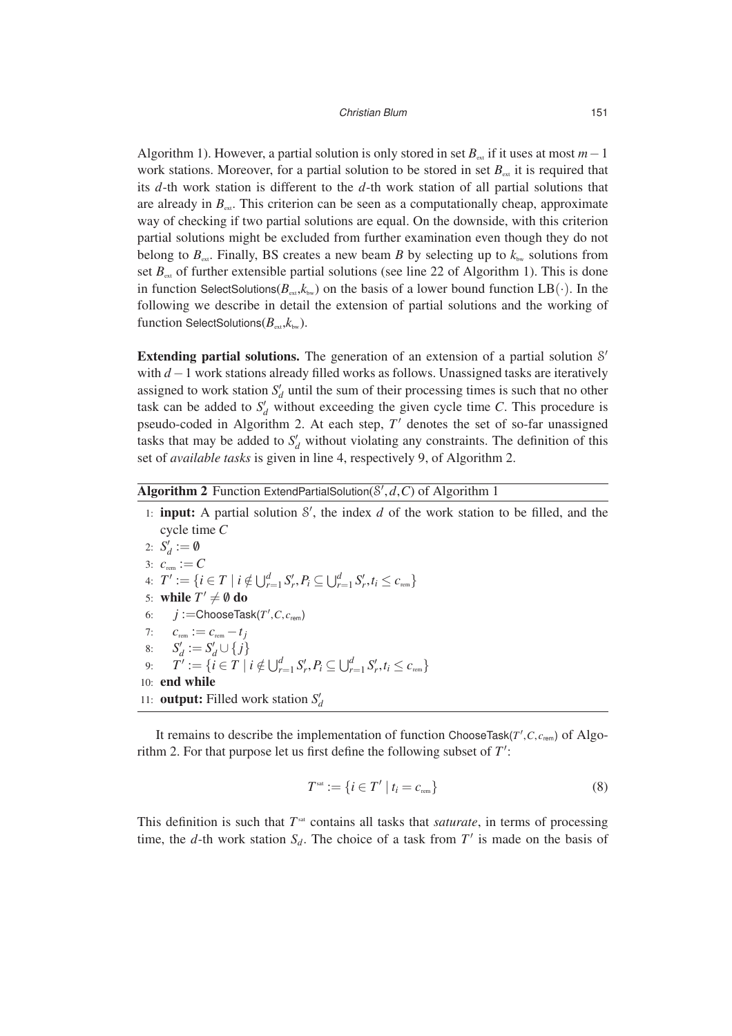Algorithm 1). However, a partial solution is only stored in set $B_{ext}$ if it uses at most $m-1$ work stations. Moreover, for a partial solution to be stored in set $B_{ext}$ it is required that its $d$-th work station is different to the $d$-th work station of all partial solutions that are already in $B_{ext}$. This criterion can be seen as a computationally cheap, approximate way of checking if two partial solutions are equal. On the downside, with this criterion partial solutions might be excluded from further examination even though they do not belong to $B_{ext}$. Finally, BS creates a new beam $B$ by selecting up to $k_{bw}$ solutions from set $B_{ext}$ of further extensible partial solutions (see line 22 of Algorithm 1). This is done in function SelectSolutions($B_{ext}$,$k_{bw}$) on the basis of a lower bound function $\text{LB}(\cdot)$. In the following we describe in detail the extension of partial solutions and the working of function SelectSolutions($B_{ext}$,$k_{bw}$).

**Extending partial solutions.** The generation of an extension of a partial solution $\mathcal{S}'$ with $d-1$ work stations already filled works as follows. Unassigned tasks are iteratively assigned to work station $S'_d$ until the sum of their processing times is such that no other task can be added to $S'_d$ without exceeding the given cycle time $C$. This procedure is pseudo-coded in Algorithm 2. At each step, $T'$ denotes the set of so-far unassigned tasks that may be added to $S'_d$ without violating any constraints. The definition of this set of *available tasks* is given in line 4, respectively 9, of Algorithm 2.

**Algorithm 2** Function ExtendPartialSolution($\mathcal{S}'$, $d$, $C$) of Algorithm 1

```
1:  input: A partial solution S', the index d of the work station to be filled, and the
    cycle time C
2:  S'_d := ∅
3:  c_rem := C
4:  T' := {i ∈ T | i ∉ ⋃_{r=1}^{d} S'_r, P_i ⊆ ⋃_{r=1}^{d} S'_r, t_i ≤ c_rem}
5:  while T' ≠ ∅ do
6:     j := ChooseTask(T', C, c_rem)
7:     c_rem := c_rem − t_j
8:     S'_d := S'_d ∪ {j}
9:     T' := {i ∈ T | i ∉ ⋃_{r=1}^{d} S'_r, P_i ⊆ ⋃_{r=1}^{d} S'_r, t_i ≤ c_rem}
10: end while
11: output: Filled work station S'_d
```

It remains to describe the implementation of function ChooseTask($T'$,$C$,$c_{rem}$) of Algorithm 2. For that purpose let us first define the following subset of $T'$:

$$T^{sat} := \{i \in T' \mid t_i = c_{rem}\} \tag{8}$$

This definition is such that $T^{sat}$ contains all tasks that *saturate*, in terms of processing time, the $d$-th work station $S_d$. The choice of a task from $T'$ is made on the basis of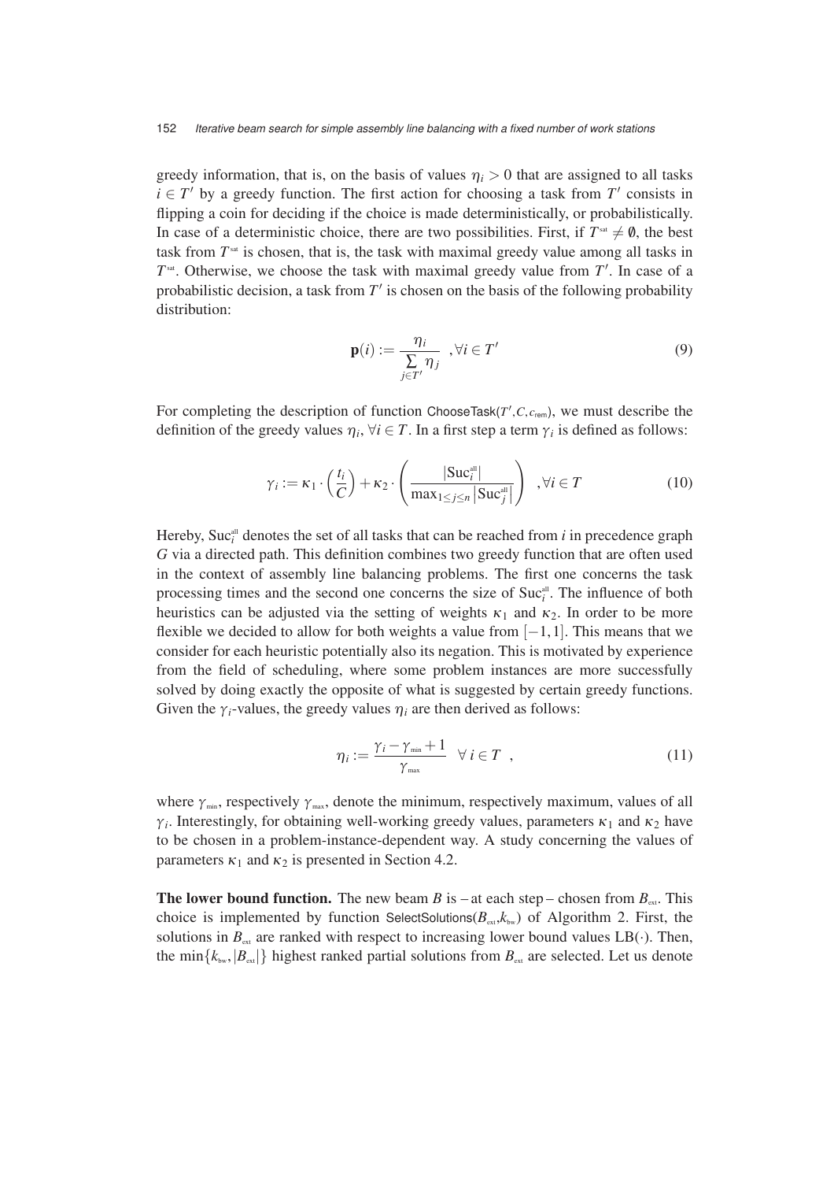greedy information, that is, on the basis of values $\eta_i > 0$ that are assigned to all tasks $i \in T'$ by a greedy function. The first action for choosing a task from $T'$ consists in flipping a coin for deciding if the choice is made deterministically, or probabilistically. In case of a deterministic choice, there are two possibilities. First, if $T^{\text{sat}} \neq \emptyset$, the best task from $T^{\text{sat}}$ is chosen, that is, the task with maximal greedy value among all tasks in $T^{\text{sat}}$. Otherwise, we choose the task with maximal greedy value from $T'$. In case of a probabilistic decision, a task from $T'$ is chosen on the basis of the following probability distribution:

$$\mathbf{p}(i) := \frac{\eta_i}{\sum_{j \in T'} \eta_j} \quad , \forall i \in T' \tag{9}$$

For completing the description of function ChooseTask($T', C, c_{\text{rem}}$), we must describe the definition of the greedy values $\eta_i$, $\forall i \in T$. In a first step a term $\gamma_i$ is defined as follows:

$$\gamma_i := \kappa_1 \cdot \left(\frac{t_i}{C}\right) + \kappa_2 \cdot \left(\frac{|\text{Suc}_i^{\text{all}}|}{\max_{1 \leq j \leq n} |\text{Suc}_j^{\text{all}}|}\right) \quad , \forall i \in T \tag{10}$$

Hereby, $\text{Suc}_i^{\text{all}}$ denotes the set of all tasks that can be reached from $i$ in precedence graph $G$ via a directed path. This definition combines two greedy function that are often used in the context of assembly line balancing problems. The first one concerns the task processing times and the second one concerns the size of $\text{Suc}_i^{\text{all}}$. The influence of both heuristics can be adjusted via the setting of weights $\kappa_1$ and $\kappa_2$. In order to be more flexible we decided to allow for both weights a value from $[-1, 1]$. This means that we consider for each heuristic potentially also its negation. This is motivated by experience from the field of scheduling, where some problem instances are more successfully solved by doing exactly the opposite of what is suggested by certain greedy functions. Given the $\gamma_i$-values, the greedy values $\eta_i$ are then derived as follows:

$$\eta_i := \frac{\gamma_i - \gamma_{\text{min}} + 1}{\gamma_{\text{max}}} \quad \forall\, i \in T \quad , \tag{11}$$

where $\gamma_{\text{min}}$, respectively $\gamma_{\text{max}}$, denote the minimum, respectively maximum, values of all $\gamma_i$. Interestingly, for obtaining well-working greedy values, parameters $\kappa_1$ and $\kappa_2$ have to be chosen in a problem-instance-dependent way. A study concerning the values of parameters $\kappa_1$ and $\kappa_2$ is presented in Section 4.2.

**The lower bound function.** The new beam $B$ is – at each step – chosen from $B_{\text{ext}}$. This choice is implemented by function SelectSolutions($B_{\text{ext}}, k_{\text{bw}}$) of Algorithm 2. First, the solutions in $B_{\text{ext}}$ are ranked with respect to increasing lower bound values $\text{LB}(\cdot)$. Then, the $\min\{k_{\text{bw}}, |B_{\text{ext}}|\}$ highest ranked partial solutions from $B_{\text{ext}}$ are selected. Let us denote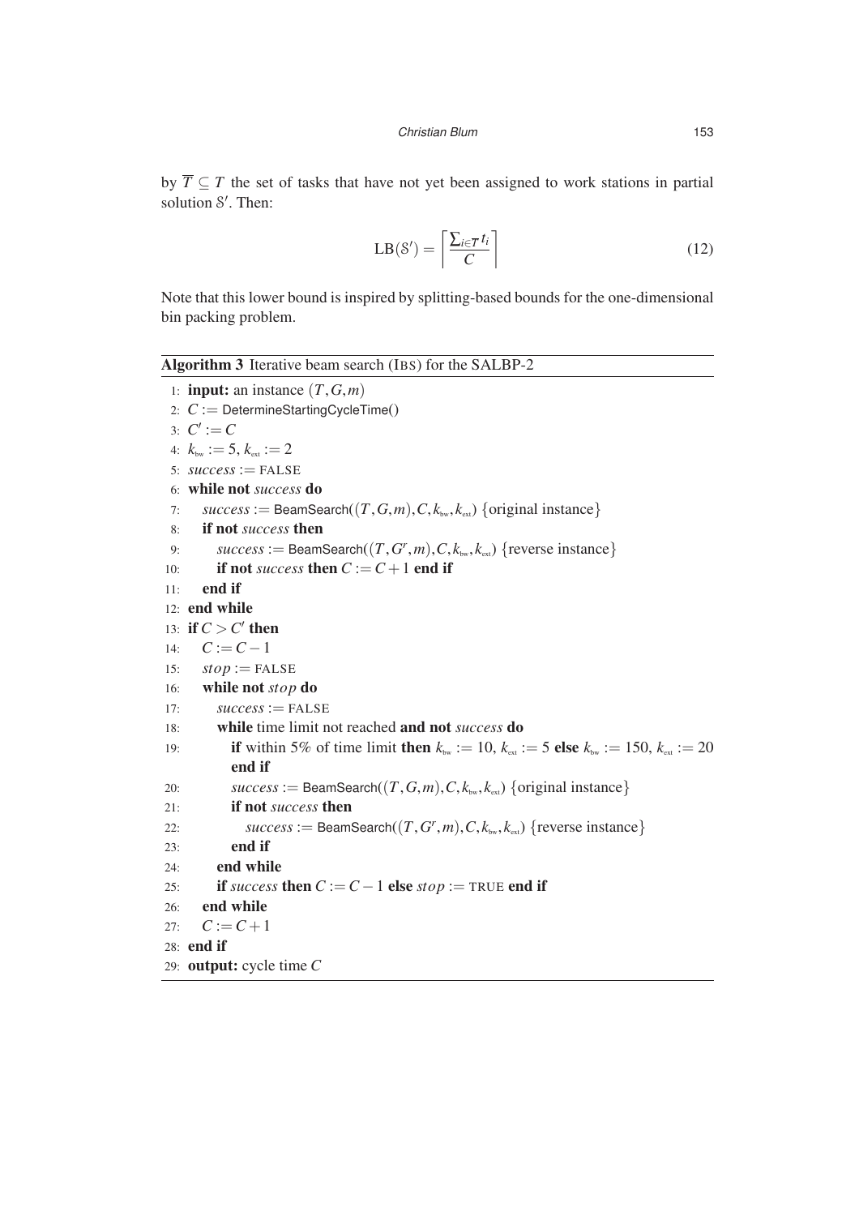by $\overline{T} \subseteq T$ the set of tasks that have not yet been assigned to work stations in partial solution $\mathcal{S}'$. Then:

$$\mathrm{LB}(\mathcal{S}') = \left\lceil \frac{\sum_{i \in \overline{T}} t_i}{C} \right\rceil \tag{12}$$

Note that this lower bound is inspired by splitting-based bounds for the one-dimensional bin packing problem.

**Algorithm 3** Iterative beam search (IBS) for the SALBP-2

```
1:  input: an instance (T, G, m)
2:  C := DetermineStartingCycleTime()
3:  C' := C
4:  k_bw := 5, k_ext := 2
5:  success := FALSE
6:  while not success do
7:     success := BeamSearch((T, G, m), C, k_bw, k_ext) {original instance}
8:     if not success then
9:        success := BeamSearch((T, G^r, m), C, k_bw, k_ext) {reverse instance}
10:       if not success then C := C + 1 end if
11:    end if
12: end while
13: if C > C' then
14:    C := C − 1
15:    stop := FALSE
16:    while not stop do
17:       success := FALSE
18:       while time limit not reached and not success do
19:          if within 5% of time limit then k_bw := 10, k_ext := 5 else k_bw := 150, k_ext := 20
             end if
20:          success := BeamSearch((T, G, m), C, k_bw, k_ext) {original instance}
21:          if not success then
22:             success := BeamSearch((T, G^r, m), C, k_bw, k_ext) {reverse instance}
23:          end if
24:       end while
25:       if success then C := C − 1 else stop := TRUE end if
26:    end while
27:    C := C + 1
28: end if
29: output: cycle time C
```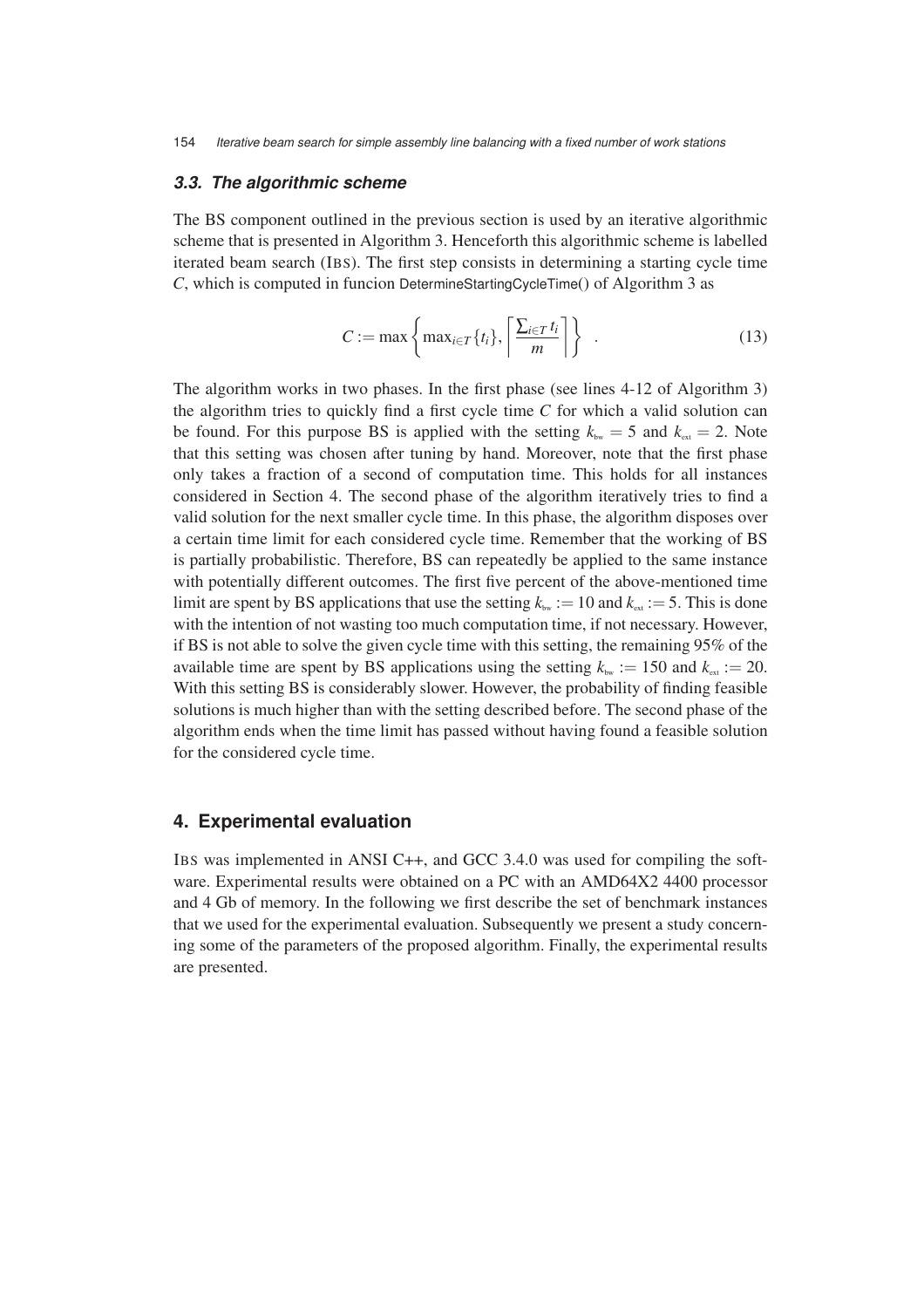### 3.3. The algorithmic scheme

The BS component outlined in the previous section is used by an iterative algorithmic scheme that is presented in Algorithm 3. Henceforth this algorithmic scheme is labelled iterated beam search (IBS). The first step consists in determining a starting cycle time $C$, which is computed in funcion DetermineStartingCycleTime() of Algorithm 3 as

$$C := \max \left\{ \max_{i \in T}\{t_i\}, \left\lceil \frac{\sum_{i \in T} t_i}{m} \right\rceil \right\} \quad . \tag{13}$$

The algorithm works in two phases. In the first phase (see lines 4-12 of Algorithm 3) the algorithm tries to quickly find a first cycle time $C$ for which a valid solution can be found. For this purpose BS is applied with the setting $k_{bw} = 5$ and $k_{ext} = 2$. Note that this setting was chosen after tuning by hand. Moreover, note that the first phase only takes a fraction of a second of computation time. This holds for all instances considered in Section 4. The second phase of the algorithm iteratively tries to find a valid solution for the next smaller cycle time. In this phase, the algorithm disposes over a certain time limit for each considered cycle time. Remember that the working of BS is partially probabilistic. Therefore, BS can repeatedly be applied to the same instance with potentially different outcomes. The first five percent of the above-mentioned time limit are spent by BS applications that use the setting $k_{bw} := 10$ and $k_{ext} := 5$. This is done with the intention of not wasting too much computation time, if not necessary. However, if BS is not able to solve the given cycle time with this setting, the remaining 95% of the available time are spent by BS applications using the setting $k_{bw} := 150$ and $k_{ext} := 20$. With this setting BS is considerably slower. However, the probability of finding feasible solutions is much higher than with the setting described before. The second phase of the algorithm ends when the time limit has passed without having found a feasible solution for the considered cycle time.

## 4. Experimental evaluation

IBS was implemented in ANSI C++, and GCC 3.4.0 was used for compiling the software. Experimental results were obtained on a PC with an AMD64X2 4400 processor and 4 Gb of memory. In the following we first describe the set of benchmark instances that we used for the experimental evaluation. Subsequently we present a study concerning some of the parameters of the proposed algorithm. Finally, the experimental results are presented.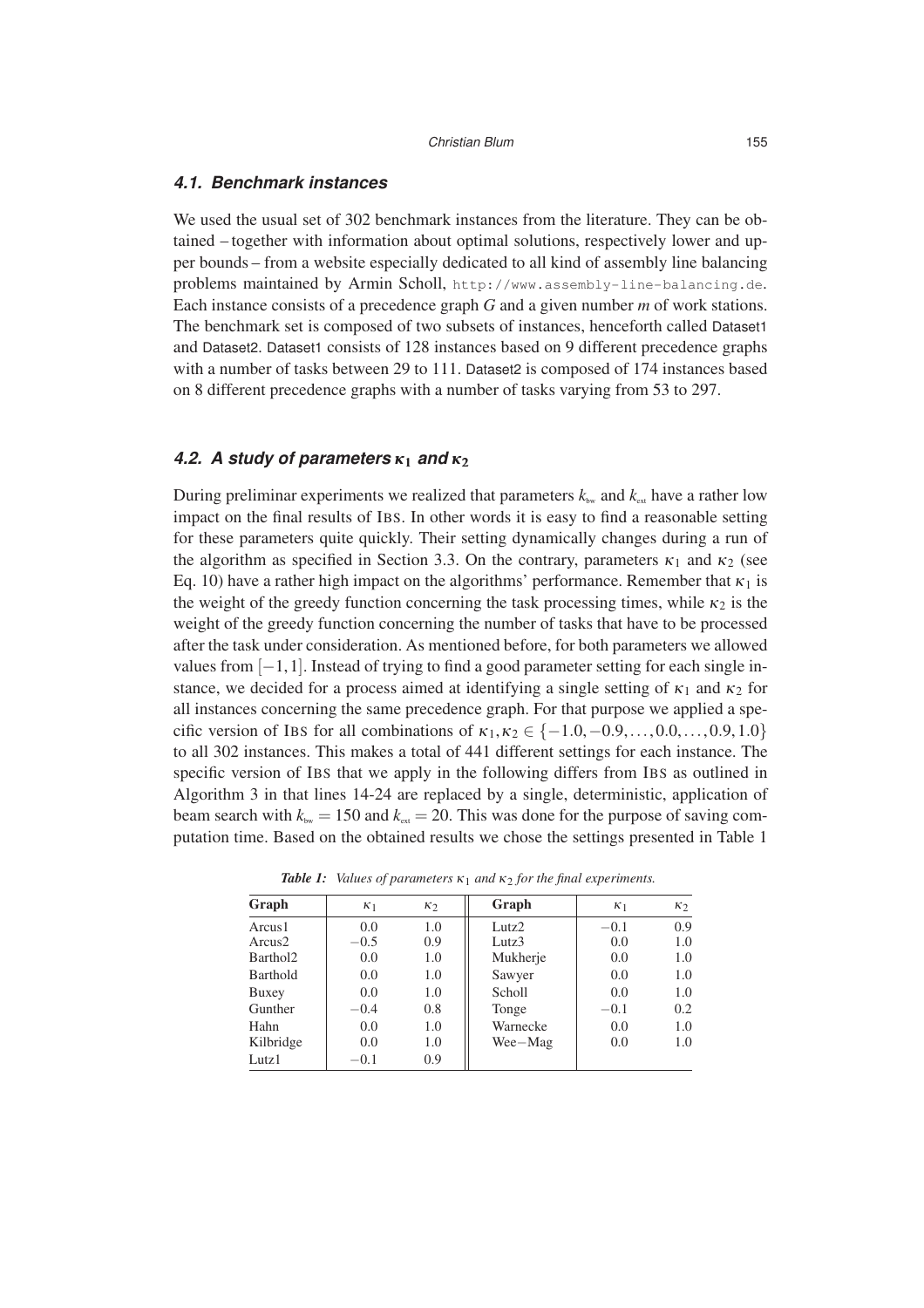### 4.1. Benchmark instances

We used the usual set of 302 benchmark instances from the literature. They can be obtained – together with information about optimal solutions, respectively lower and upper bounds – from a website especially dedicated to all kind of assembly line balancing problems maintained by Armin Scholl, http://www.assembly-line-balancing.de. Each instance consists of a precedence graph $G$ and a given number $m$ of work stations. The benchmark set is composed of two subsets of instances, henceforth called Dataset1 and Dataset2. Dataset1 consists of 128 instances based on 9 different precedence graphs with a number of tasks between 29 to 111. Dataset2 is composed of 174 instances based on 8 different precedence graphs with a number of tasks varying from 53 to 297.

### 4.2. A study of parameters $\kappa_1$ and $\kappa_2$

During preliminar experiments we realized that parameters $k_{bw}$ and $k_{ext}$ have a rather low impact on the final results of IBS. In other words it is easy to find a reasonable setting for these parameters quite quickly. Their setting dynamically changes during a run of the algorithm as specified in Section 3.3. On the contrary, parameters $\kappa_1$ and $\kappa_2$ (see Eq. 10) have a rather high impact on the algorithms' performance. Remember that $\kappa_1$ is the weight of the greedy function concerning the task processing times, while $\kappa_2$ is the weight of the greedy function concerning the number of tasks that have to be processed after the task under consideration. As mentioned before, for both parameters we allowed values from $[-1, 1]$. Instead of trying to find a good parameter setting for each single instance, we decided for a process aimed at identifying a single setting of $\kappa_1$ and $\kappa_2$ for all instances concerning the same precedence graph. For that purpose we applied a specific version of IBS for all combinations of $\kappa_1, \kappa_2 \in \{-1.0, -0.9, \ldots, 0.0, \ldots, 0.9, 1.0\}$ to all 302 instances. This makes a total of 441 different settings for each instance. The specific version of IBS that we apply in the following differs from IBS as outlined in Algorithm 3 in that lines 14-24 are replaced by a single, deterministic, application of beam search with $k_{bw} = 150$ and $k_{ext} = 20$. This was done for the purpose of saving computation time. Based on the obtained results we chose the settings presented in Table 1

*Table 1: Values of parameters $\kappa_1$ and $\kappa_2$ for the final experiments.*

| Graph | $\kappa_1$ | $\kappa_2$ | Graph | $\kappa_1$ | $\kappa_2$ |
|---|---|---|---|---|---|
| Arcus1 | 0.0 | 1.0 | Lutz2 | $-0.1$ | 0.9 |
| Arcus2 | $-0.5$ | 0.9 | Lutz3 | 0.0 | 1.0 |
| Barthol2 | 0.0 | 1.0 | Mukherje | 0.0 | 1.0 |
| Barthold | 0.0 | 1.0 | Sawyer | 0.0 | 1.0 |
| Buxey | 0.0 | 1.0 | Scholl | 0.0 | 1.0 |
| Gunther | $-0.4$ | 0.8 | Tonge | $-0.1$ | 0.2 |
| Hahn | 0.0 | 1.0 | Warnecke | 0.0 | 1.0 |
| Kilbridge | 0.0 | 1.0 | Wee−Mag | 0.0 | 1.0 |
| Lutz1 | $-0.1$ | 0.9 | | | |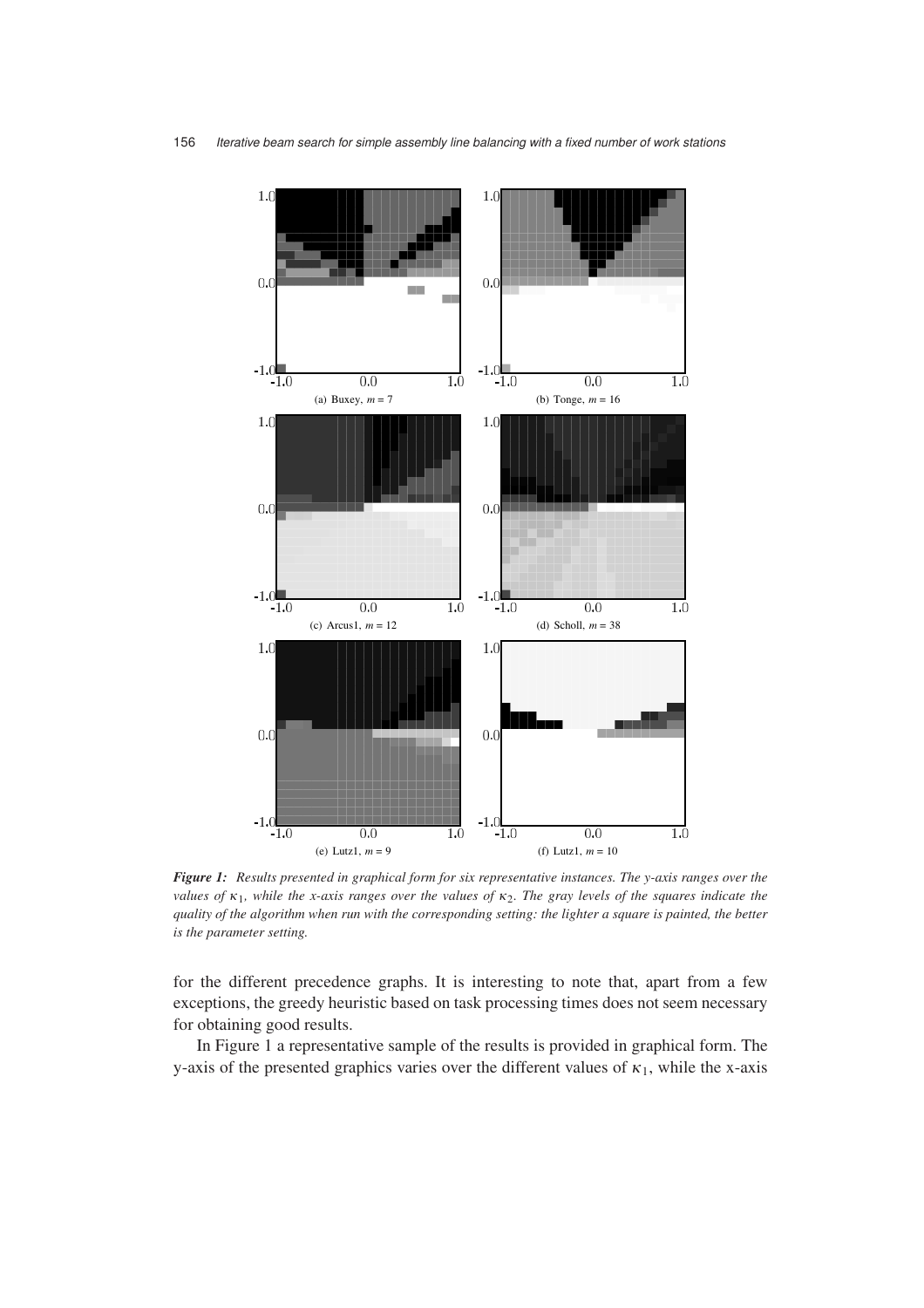*__Figure 1:__ Results presented in graphical form for six representative instances. The y-axis ranges over the values of $\kappa_1$, while the x-axis ranges over the values of $\kappa_2$. The gray levels of the squares indicate the quality of the algorithm when run with the corresponding setting: the lighter a square is painted, the better is the parameter setting.*

(a) Buxey, $m = 7$ (b) Tonge, $m = 16$ (c) Arcus1, $m = 12$ (d) Scholl, $m = 38$ (e) Lutz1, $m = 9$ (f) Lutz1, $m = 10$

for the different precedence graphs. It is interesting to note that, apart from a few exceptions, the greedy heuristic based on task processing times does not seem necessary for obtaining good results.

In Figure 1 a representative sample of the results is provided in graphical form. The y-axis of the presented graphics varies over the different values of $\kappa_1$, while the x-axis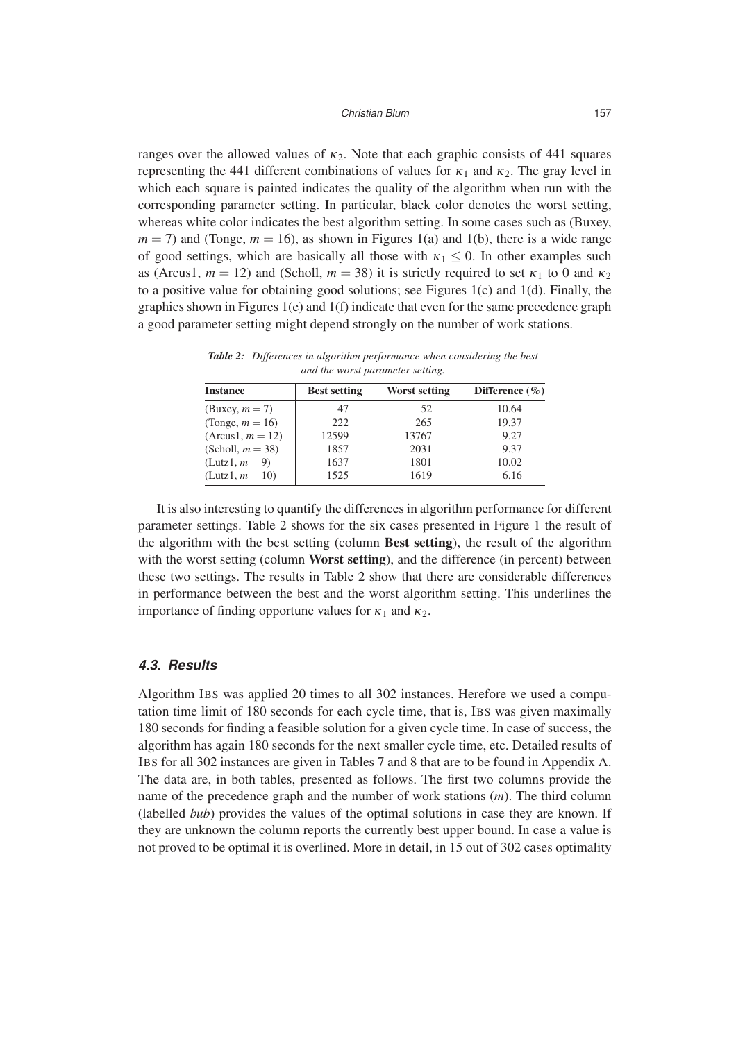ranges over the allowed values of $\kappa_2$. Note that each graphic consists of 441 squares representing the 441 different combinations of values for $\kappa_1$ and $\kappa_2$. The gray level in which each square is painted indicates the quality of the algorithm when run with the corresponding parameter setting. In particular, black color denotes the worst setting, whereas white color indicates the best algorithm setting. In some cases such as (Buxey, $m = 7$) and (Tonge, $m = 16$), as shown in Figures 1(a) and 1(b), there is a wide range of good settings, which are basically all those with $\kappa_1 \leq 0$. In other examples such as (Arcus1, $m = 12$) and (Scholl, $m = 38$) it is strictly required to set $\kappa_1$ to 0 and $\kappa_2$ to a positive value for obtaining good solutions; see Figures 1(c) and 1(d). Finally, the graphics shown in Figures 1(e) and 1(f) indicate that even for the same precedence graph a good parameter setting might depend strongly on the number of work stations.

***Table 2:*** *Differences in algorithm performance when considering the best and the worst parameter setting.*

| Instance | Best setting | Worst setting | Difference (%) |
|---|---|---|---|
| (Buxey, $m = 7$) | 47 | 52 | 10.64 |
| (Tonge, $m = 16$) | 222 | 265 | 19.37 |
| (Arcus1, $m = 12$) | 12599 | 13767 | 9.27 |
| (Scholl, $m = 38$) | 1857 | 2031 | 9.37 |
| (Lutz1, $m = 9$) | 1637 | 1801 | 10.02 |
| (Lutz1, $m = 10$) | 1525 | 1619 | 6.16 |

It is also interesting to quantify the differences in algorithm performance for different parameter settings. Table 2 shows for the six cases presented in Figure 1 the result of the algorithm with the best setting (column **Best setting**), the result of the algorithm with the worst setting (column **Worst setting**), and the difference (in percent) between these two settings. The results in Table 2 show that there are considerable differences in performance between the best and the worst algorithm setting. This underlines the importance of finding opportune values for $\kappa_1$ and $\kappa_2$.

### 4.3. Results

Algorithm IBS was applied 20 times to all 302 instances. Herefore we used a computation time limit of 180 seconds for each cycle time, that is, IBS was given maximally 180 seconds for finding a feasible solution for a given cycle time. In case of success, the algorithm has again 180 seconds for the next smaller cycle time, etc. Detailed results of IBS for all 302 instances are given in Tables 7 and 8 that are to be found in Appendix A. The data are, in both tables, presented as follows. The first two columns provide the name of the precedence graph and the number of work stations ($m$). The third column (labelled *bub*) provides the values of the optimal solutions in case they are known. If they are unknown the column reports the currently best upper bound. In case a value is not proved to be optimal it is overlined. More in detail, in 15 out of 302 cases optimality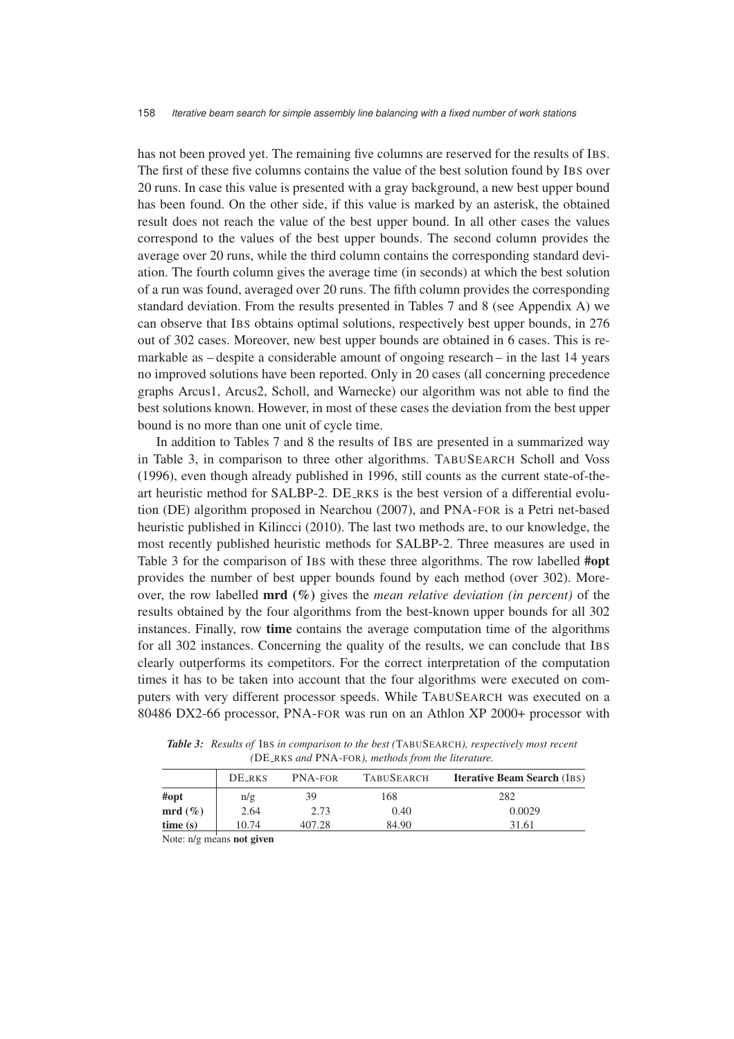has not been proved yet. The remaining five columns are reserved for the results of IBS. The first of these five columns contains the value of the best solution found by IBS over 20 runs. In case this value is presented with a gray background, a new best upper bound has been found. On the other side, if this value is marked by an asterisk, the obtained result does not reach the value of the best upper bound. In all other cases the values correspond to the values of the best upper bounds. The second column provides the average over 20 runs, while the third column contains the corresponding standard deviation. The fourth column gives the average time (in seconds) at which the best solution of a run was found, averaged over 20 runs. The fifth column provides the corresponding standard deviation. From the results presented in Tables 7 and 8 (see Appendix A) we can observe that IBS obtains optimal solutions, respectively best upper bounds, in 276 out of 302 cases. Moreover, new best upper bounds are obtained in 6 cases. This is remarkable as – despite a considerable amount of ongoing research – in the last 14 years no improved solutions have been reported. Only in 20 cases (all concerning precedence graphs Arcus1, Arcus2, Scholl, and Warnecke) our algorithm was not able to find the best solutions known. However, in most of these cases the deviation from the best upper bound is no more than one unit of cycle time.

In addition to Tables 7 and 8 the results of IBS are presented in a summarized way in Table 3, in comparison to three other algorithms. TABUSEARCH Scholl and Voss (1996), even though already published in 1996, still counts as the current state-of-the-art heuristic method for SALBP-2. DE_RKS is the best version of a differential evolution (DE) algorithm proposed in Nearchou (2007), and PNA-FOR is a Petri net-based heuristic published in Kilincci (2010). The last two methods are, to our knowledge, the most recently published heuristic methods for SALBP-2. Three measures are used in Table 3 for the comparison of IBS with these three algorithms. The row labelled **#opt** provides the number of best upper bounds found by each method (over 302). Moreover, the row labelled **mrd (%)** gives the *mean relative deviation (in percent)* of the results obtained by the four algorithms from the best-known upper bounds for all 302 instances. Finally, row **time** contains the average computation time of the algorithms for all 302 instances. Concerning the quality of the results, we can conclude that IBS clearly outperforms its competitors. For the correct interpretation of the computation times it has to be taken into account that the four algorithms were executed on computers with very different processor speeds. While TABUSEARCH was executed on a 80486 DX2-66 processor, PNA-FOR was run on an Athlon XP 2000+ processor with

***Table 3:*** *Results of IBS in comparison to the best (TABUSEARCH), respectively most recent (DE_RKS and PNA-FOR), methods from the literature.*

| | DE_RKS | PNA-FOR | TABUSEARCH | **Iterative Beam Search (IBS)** |
|---|---|---|---|---|
| **#opt** | n/g | 39 | 168 | 282 |
| **mrd (%)** | 2.64 | 2.73 | 0.40 | 0.0029 |
| **time (s)** | 10.74 | 407.28 | 84.90 | 31.61 |

Note: n/g means **not given**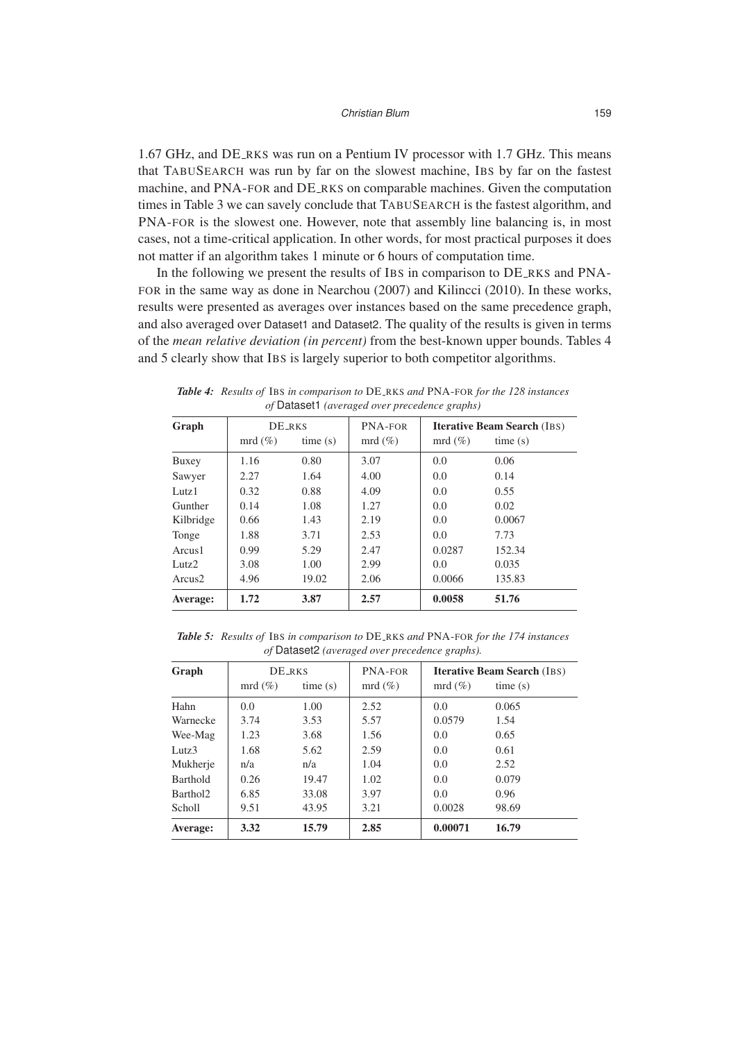1.67 GHz, and DE_RKS was run on a Pentium IV processor with 1.7 GHz. This means that TABUSEARCH was run by far on the slowest machine, IBS by far on the fastest machine, and PNA-FOR and DE_RKS on comparable machines. Given the computation times in Table 3 we can savely conclude that TABUSEARCH is the fastest algorithm, and PNA-FOR is the slowest one. However, note that assembly line balancing is, in most cases, not a time-critical application. In other words, for most practical purposes it does not matter if an algorithm takes 1 minute or 6 hours of computation time.

In the following we present the results of IBS in comparison to DE_RKS and PNA-FOR in the same way as done in Nearchou (2007) and Kilincci (2010). In these works, results were presented as averages over instances based on the same precedence graph, and also averaged over Dataset1 and Dataset2. The quality of the results is given in terms of the *mean relative deviation (in percent)* from the best-known upper bounds. Tables 4 and 5 clearly show that IBS is largely superior to both competitor algorithms.

***Table 4:*** *Results of* IBS *in comparison to* DE_RKS *and* PNA-FOR *for the 128 instances of* Dataset1 *(averaged over precedence graphs)*

| Graph | DE_RKS | | PNA-FOR | **Iterative Beam Search** (IBS) | |
|---|---|---|---|---|---|
| | mrd (%) | time (s) | mrd (%) | mrd (%) | time (s) |
| Buxey | 1.16 | 0.80 | 3.07 | 0.0 | 0.06 |
| Sawyer | 2.27 | 1.64 | 4.00 | 0.0 | 0.14 |
| Lutz1 | 0.32 | 0.88 | 4.09 | 0.0 | 0.55 |
| Gunther | 0.14 | 1.08 | 1.27 | 0.0 | 0.02 |
| Kilbridge | 0.66 | 1.43 | 2.19 | 0.0 | 0.0067 |
| Tonge | 1.88 | 3.71 | 2.53 | 0.0 | 7.73 |
| Arcus1 | 0.99 | 5.29 | 2.47 | 0.0287 | 152.34 |
| Lutz2 | 3.08 | 1.00 | 2.99 | 0.0 | 0.035 |
| Arcus2 | 4.96 | 19.02 | 2.06 | 0.0066 | 135.83 |
| **Average:** | **1.72** | **3.87** | **2.57** | **0.0058** | **51.76** |

***Table 5:*** *Results of* IBS *in comparison to* DE_RKS *and* PNA-FOR *for the 174 instances of* Dataset2 *(averaged over precedence graphs).*

| Graph | DE_RKS | | PNA-FOR | **Iterative Beam Search** (IBS) | |
|---|---|---|---|---|---|
| | mrd (%) | time (s) | mrd (%) | mrd (%) | time (s) |
| Hahn | 0.0 | 1.00 | 2.52 | 0.0 | 0.065 |
| Warnecke | 3.74 | 3.53 | 5.57 | 0.0579 | 1.54 |
| Wee-Mag | 1.23 | 3.68 | 1.56 | 0.0 | 0.65 |
| Lutz3 | 1.68 | 5.62 | 2.59 | 0.0 | 0.61 |
| Mukherje | n/a | n/a | 1.04 | 0.0 | 2.52 |
| Barthold | 0.26 | 19.47 | 1.02 | 0.0 | 0.079 |
| Barthol2 | 6.85 | 33.08 | 3.97 | 0.0 | 0.96 |
| Scholl | 9.51 | 43.95 | 3.21 | 0.0028 | 98.69 |
| **Average:** | **3.32** | **15.79** | **2.85** | **0.00071** | **16.79** |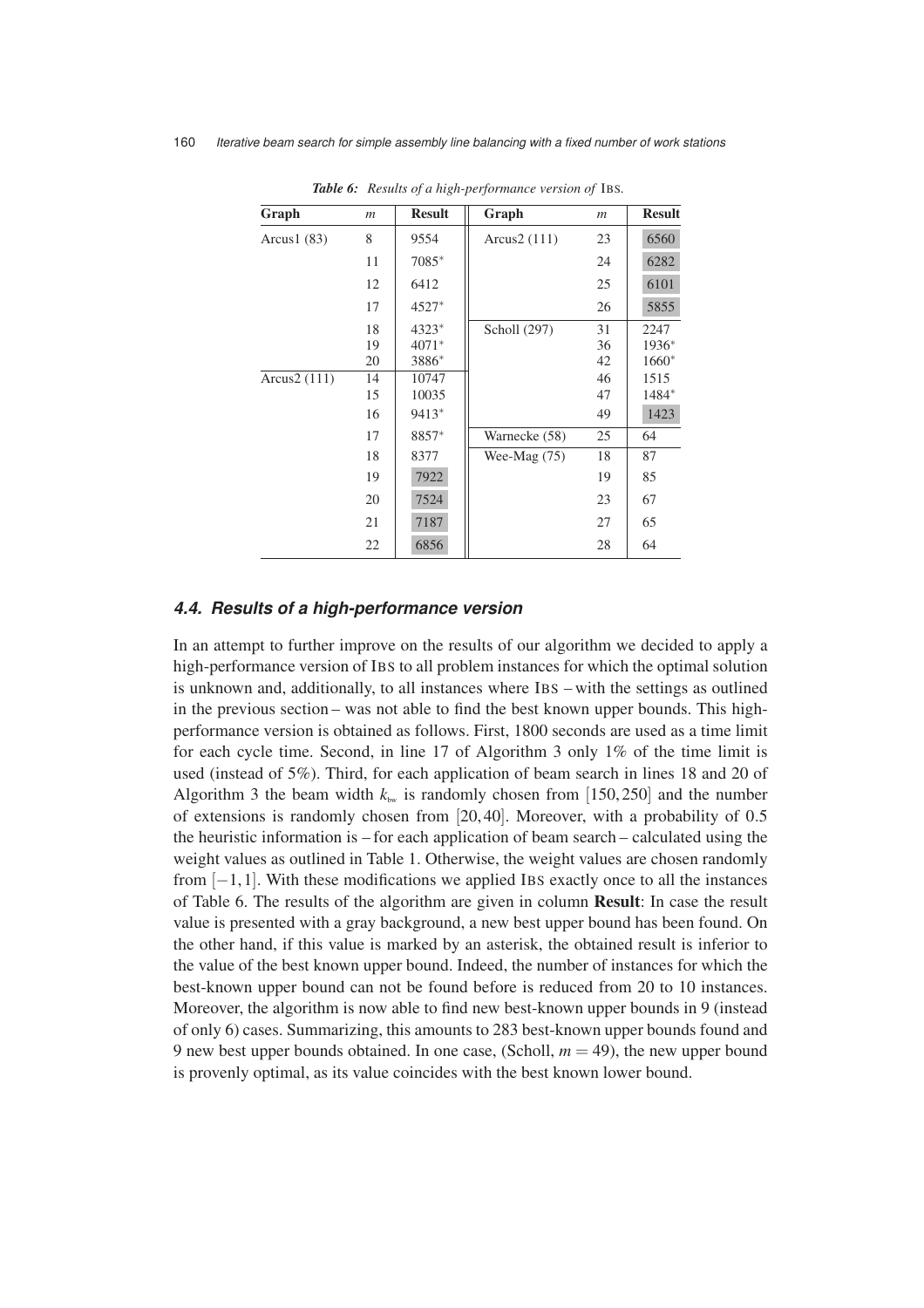*Table 6: Results of a high-performance version of* IBS.

| Graph | $m$ | Result | Graph | $m$ | Result |
|---|---|---|---|---|---|
| Arcus1 (83) | 8 | 9554 | Arcus2 (111) | 23 | 6560 |
| | 11 | 7085* | | 24 | 6282 |
| | 12 | 6412 | | 25 | 6101 |
| | 17 | 4527* | | 26 | 5855 |
| | 18 | 4323* | Scholl (297) | 31 | 2247 |
| | 19 | 4071* | | 36 | 1936* |
| | 20 | 3886* | | 42 | 1660* |
| Arcus2 (111) | 14 | 10747 | | 46 | 1515 |
| | 15 | 10035 | | 47 | 1484* |
| | 16 | 9413* | | 49 | 1423 |
| | 17 | 8857* | Warnecke (58) | 25 | 64 |
| | 18 | 8377 | Wee-Mag (75) | 18 | 87 |
| | 19 | 7922 | | 19 | 85 |
| | 20 | 7524 | | 23 | 67 |
| | 21 | 7187 | | 27 | 65 |
| | 22 | 6856 | | 28 | 64 |

### 4.4. Results of a high-performance version

In an attempt to further improve on the results of our algorithm we decided to apply a high-performance version of IBS to all problem instances for which the optimal solution is unknown and, additionally, to all instances where IBS – with the settings as outlined in the previous section – was not able to find the best known upper bounds. This high-performance version is obtained as follows. First, 1800 seconds are used as a time limit for each cycle time. Second, in line 17 of Algorithm 3 only 1% of the time limit is used (instead of 5%). Third, for each application of beam search in lines 18 and 20 of Algorithm 3 the beam width $k_{bw}$ is randomly chosen from $[150, 250]$ and the number of extensions is randomly chosen from $[20, 40]$. Moreover, with a probability of 0.5 the heuristic information is – for each application of beam search – calculated using the weight values as outlined in Table 1. Otherwise, the weight values are chosen randomly from $[-1, 1]$. With these modifications we applied IBS exactly once to all the instances of Table 6. The results of the algorithm are given in column **Result**: In case the result value is presented with a gray background, a new best upper bound has been found. On the other hand, if this value is marked by an asterisk, the obtained result is inferior to the value of the best known upper bound. Indeed, the number of instances for which the best-known upper bound can not be found before is reduced from 20 to 10 instances. Moreover, the algorithm is now able to find new best-known upper bounds in 9 (instead of only 6) cases. Summarizing, this amounts to 283 best-known upper bounds found and 9 new best upper bounds obtained. In one case, (Scholl, $m = 49$), the new upper bound is provenly optimal, as its value coincides with the best known lower bound.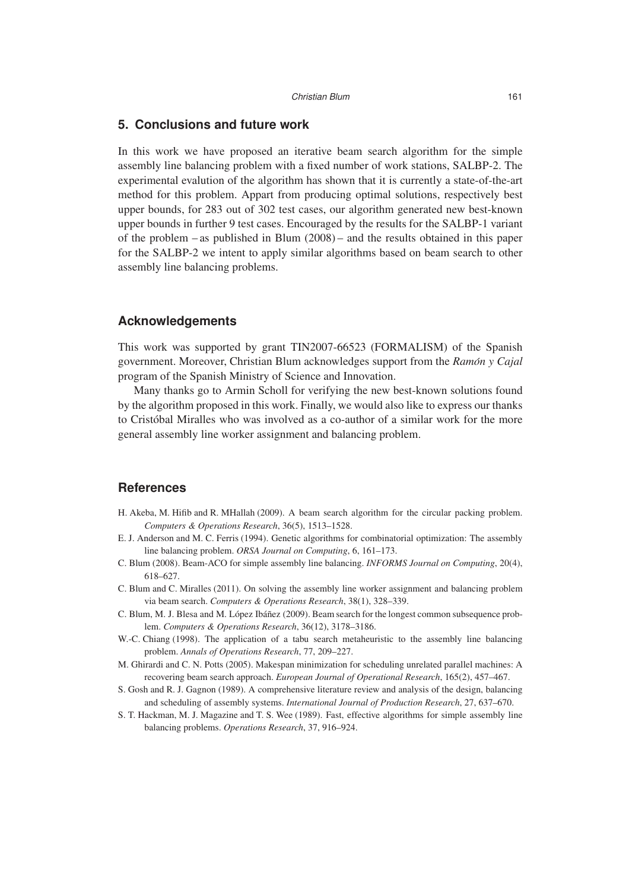## 5. Conclusions and future work

In this work we have proposed an iterative beam search algorithm for the simple assembly line balancing problem with a fixed number of work stations, SALBP-2. The experimental evalution of the algorithm has shown that it is currently a state-of-the-art method for this problem. Appart from producing optimal solutions, respectively best upper bounds, for 283 out of 302 test cases, our algorithm generated new best-known upper bounds in further 9 test cases. Encouraged by the results for the SALBP-1 variant of the problem – as published in Blum (2008) – and the results obtained in this paper for the SALBP-2 we intent to apply similar algorithms based on beam search to other assembly line balancing problems.

## Acknowledgements

This work was supported by grant TIN2007-66523 (FORMALISM) of the Spanish government. Moreover, Christian Blum acknowledges support from the *Ramón y Cajal* program of the Spanish Ministry of Science and Innovation.

Many thanks go to Armin Scholl for verifying the new best-known solutions found by the algorithm proposed in this work. Finally, we would also like to express our thanks to Cristóbal Miralles who was involved as a co-author of a similar work for the more general assembly line worker assignment and balancing problem.

## References

H. Akeba, M. Hifib and R. MHallah (2009). A beam search algorithm for the circular packing problem. *Computers & Operations Research*, 36(5), 1513–1528.

E. J. Anderson and M. C. Ferris (1994). Genetic algorithms for combinatorial optimization: The assembly line balancing problem. *ORSA Journal on Computing*, 6, 161–173.

C. Blum (2008). Beam-ACO for simple assembly line balancing. *INFORMS Journal on Computing*, 20(4), 618–627.

C. Blum and C. Miralles (2011). On solving the assembly line worker assignment and balancing problem via beam search. *Computers & Operations Research*, 38(1), 328–339.

C. Blum, M. J. Blesa and M. López Ibáñez (2009). Beam search for the longest common subsequence problem. *Computers & Operations Research*, 36(12), 3178–3186.

W.-C. Chiang (1998). The application of a tabu search metaheuristic to the assembly line balancing problem. *Annals of Operations Research*, 77, 209–227.

M. Ghirardi and C. N. Potts (2005). Makespan minimization for scheduling unrelated parallel machines: A recovering beam search approach. *European Journal of Operational Research*, 165(2), 457–467.

S. Gosh and R. J. Gagnon (1989). A comprehensive literature review and analysis of the design, balancing and scheduling of assembly systems. *International Journal of Production Research*, 27, 637–670.

S. T. Hackman, M. J. Magazine and T. S. Wee (1989). Fast, effective algorithms for simple assembly line balancing problems. *Operations Research*, 37, 916–924.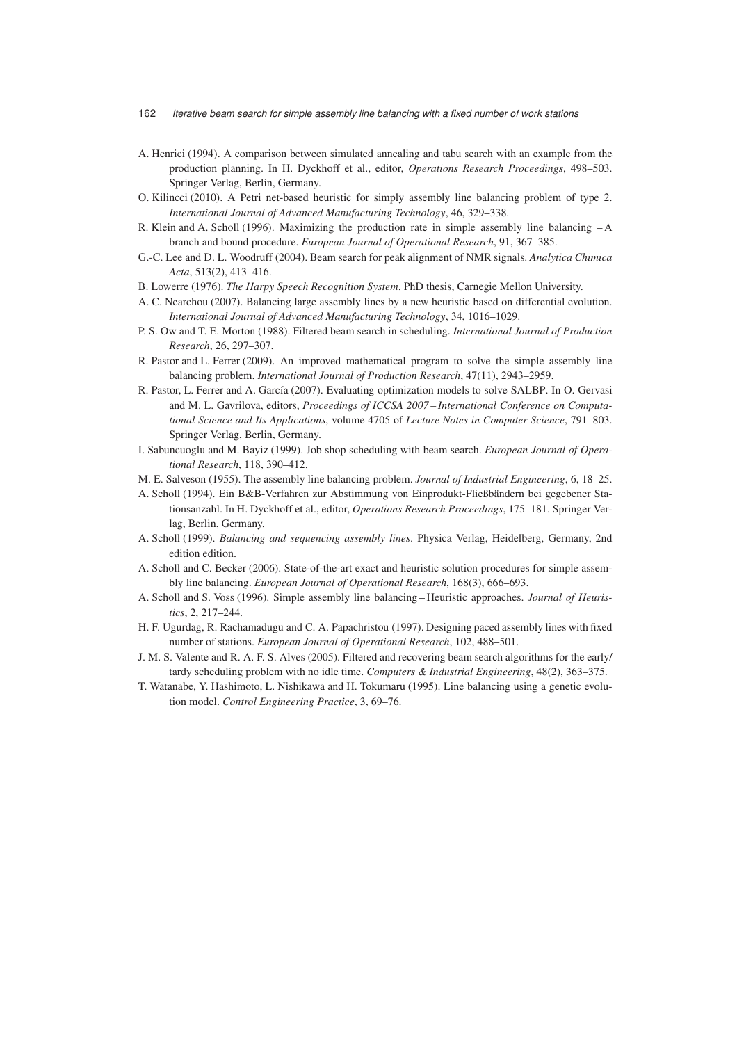A. Henrici (1994). A comparison between simulated annealing and tabu search with an example from the production planning. In H. Dyckhoff et al., editor, *Operations Research Proceedings*, 498–503. Springer Verlag, Berlin, Germany.

O. Kilincci (2010). A Petri net-based heuristic for simply assembly line balancing problem of type 2. *International Journal of Advanced Manufacturing Technology*, 46, 329–338.

R. Klein and A. Scholl (1996). Maximizing the production rate in simple assembly line balancing – A branch and bound procedure. *European Journal of Operational Research*, 91, 367–385.

G.-C. Lee and D. L. Woodruff (2004). Beam search for peak alignment of NMR signals. *Analytica Chimica Acta*, 513(2), 413–416.

B. Lowerre (1976). *The Harpy Speech Recognition System*. PhD thesis, Carnegie Mellon University.

A. C. Nearchou (2007). Balancing large assembly lines by a new heuristic based on differential evolution. *International Journal of Advanced Manufacturing Technology*, 34, 1016–1029.

P. S. Ow and T. E. Morton (1988). Filtered beam search in scheduling. *International Journal of Production Research*, 26, 297–307.

R. Pastor and L. Ferrer (2009). An improved mathematical program to solve the simple assembly line balancing problem. *International Journal of Production Research*, 47(11), 2943–2959.

R. Pastor, L. Ferrer and A. García (2007). Evaluating optimization models to solve SALBP. In O. Gervasi and M. L. Gavrilova, editors, *Proceedings of ICCSA 2007 – International Conference on Computational Science and Its Applications*, volume 4705 of *Lecture Notes in Computer Science*, 791–803. Springer Verlag, Berlin, Germany.

I. Sabuncuoglu and M. Bayiz (1999). Job shop scheduling with beam search. *European Journal of Operational Research*, 118, 390–412.

M. E. Salveson (1955). The assembly line balancing problem. *Journal of Industrial Engineering*, 6, 18–25.

A. Scholl (1994). Ein B&B-Verfahren zur Abstimmung von Einprodukt-Fließbändern bei gegebener Stationsanzahl. In H. Dyckhoff et al., editor, *Operations Research Proceedings*, 175–181. Springer Verlag, Berlin, Germany.

A. Scholl (1999). *Balancing and sequencing assembly lines*. Physica Verlag, Heidelberg, Germany, 2nd edition edition.

A. Scholl and C. Becker (2006). State-of-the-art exact and heuristic solution procedures for simple assembly line balancing. *European Journal of Operational Research*, 168(3), 666–693.

A. Scholl and S. Voss (1996). Simple assembly line balancing – Heuristic approaches. *Journal of Heuristics*, 2, 217–244.

H. F. Ugurdag, R. Rachamadugu and C. A. Papachristou (1997). Designing paced assembly lines with fixed number of stations. *European Journal of Operational Research*, 102, 488–501.

J. M. S. Valente and R. A. F. S. Alves (2005). Filtered and recovering beam search algorithms for the early/tardy scheduling problem with no idle time. *Computers & Industrial Engineering*, 48(2), 363–375.

T. Watanabe, Y. Hashimoto, L. Nishikawa and H. Tokumaru (1995). Line balancing using a genetic evolution model. *Control Engineering Practice*, 3, 69–76.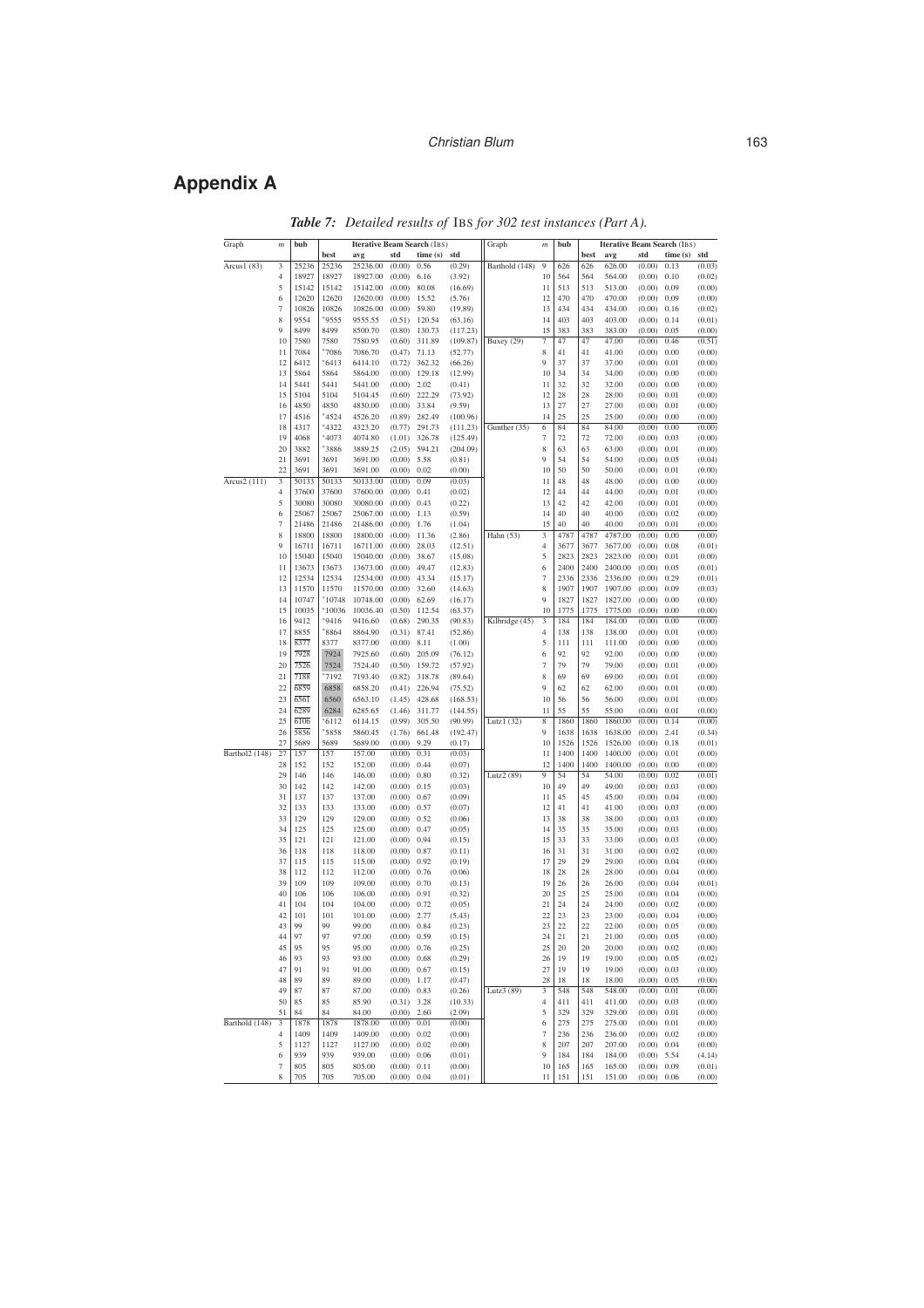# Appendix A

*Table 7: Detailed results of* IBS *for 302 test instances (Part A).*

| Graph | $m$ | bub | Iterative Beam Search (IBS) | | | | | Graph | $m$ | bub | Iterative Beam Search (IBS) | | | | |
|---|---|---|---|---|---|---|---|---|---|---|---|---|---|---|---|
| | | | best | avg | std | time (s) | std | | | | best | avg | std | time (s) | std |
| Arcus1 (83) | 3 | 25236 | 25236 | 25236.00 | (0.00) | 0.56 | (0.29) | Barthold (148) | 9 | 626 | 626 | 626.00 | (0.00) | 0.13 | (0.03) |
| | 4 | 18927 | 18927 | 18927.00 | (0.00) | 6.16 | (3.92) | | 10 | 564 | 564 | 564.00 | (0.00) | 0.10 | (0.02) |
| | 5 | 15142 | 15142 | 15142.00 | (0.00) | 80.08 | (16.69) | | 11 | 513 | 513 | 513.00 | (0.00) | 0.09 | (0.00) |
| | 6 | 12620 | 12620 | 12620.00 | (0.00) | 15.52 | (5.76) | | 12 | 470 | 470 | 470.00 | (0.00) | 0.09 | (0.00) |
| | 7 | 10826 | 10826 | 10826.00 | (0.00) | 59.80 | (19.89) | | 13 | 434 | 434 | 434.00 | (0.00) | 0.16 | (0.02) |
| | 8 | 9554 | *9555 | 9555.55 | (0.51) | 120.54 | (63.16) | | 14 | 403 | 403 | 403.00 | (0.00) | 0.14 | (0.01) |
| | 9 | 8499 | 8499 | 8500.70 | (0.80) | 130.73 | (117.23) | | 15 | 383 | 383 | 383.00 | (0.00) | 0.05 | (0.00) |
| | 10 | 7580 | 7580 | 7580.95 | (0.60) | 311.89 | (109.87) | Buxey (29) | 7 | 47 | 47 | 47.00 | (0.00) | 0.46 | (0.51) |
| | 11 | 7084 | *7086 | 7086.70 | (0.47) | 71.13 | (52.77) | | 8 | 41 | 41 | 41.00 | (0.00) | 0.00 | (0.00) |
| | 12 | 6412 | *6413 | 6414.10 | (0.72) | 362.32 | (66.26) | | 9 | 37 | 37 | 37.00 | (0.00) | 0.01 | (0.00) |
| | 13 | 5864 | 5864 | 5864.00 | (0.00) | 129.18 | (12.99) | | 10 | 34 | 34 | 34.00 | (0.00) | 0.00 | (0.00) |
| | 14 | 5441 | 5441 | 5441.00 | (0.00) | 2.02 | (0.41) | | 11 | 32 | 32 | 32.00 | (0.00) | 0.00 | (0.00) |
| | 15 | 5104 | 5104 | 5104.45 | (0.60) | 222.29 | (73.92) | | 12 | 28 | 28 | 28.00 | (0.00) | 0.01 | (0.00) |
| | 16 | 4850 | 4850 | 4850.00 | (0.00) | 33.84 | (9.59) | | 13 | 27 | 27 | 27.00 | (0.00) | 0.01 | (0.00) |
| | 17 | 4516 | *4524 | 4526.20 | (0.89) | 282.49 | (100.96) | | 14 | 25 | 25 | 25.00 | (0.00) | 0.00 | (0.00) |
| | 18 | 4317 | *4322 | 4323.20 | (0.77) | 291.73 | (111.23) | Gunther (35) | 6 | 84 | 84 | 84.00 | (0.00) | 0.00 | (0.00) |
| | 19 | 4068 | *4073 | 4074.80 | (1.01) | 326.78 | (125.49) | | 7 | 72 | 72 | 72.00 | (0.00) | 0.03 | (0.00) |
| | 20 | 3882 | *3886 | 3889.25 | (2.05) | 594.21 | (204.09) | | 8 | 63 | 63 | 63.00 | (0.00) | 0.01 | (0.00) |
| | 21 | 3691 | 3691 | 3691.00 | (0.00) | 5.58 | (0.81) | | 9 | 54 | 54 | 54.00 | (0.00) | 0.05 | (0.04) |
| | 22 | 3691 | 3691 | 3691.00 | (0.00) | 0.02 | (0.00) | | 10 | 50 | 50 | 50.00 | (0.00) | 0.01 | (0.00) |
| Arcus2 (111) | 3 | 50133 | 50133 | 50133.00 | (0.00) | 0.09 | (0.03) | | 11 | 48 | 48 | 48.00 | (0.00) | 0.00 | (0.00) |
| | 4 | 37600 | 37600 | 37600.00 | (0.00) | 0.41 | (0.02) | | 12 | 44 | 44 | 44.00 | (0.00) | 0.01 | (0.00) |
| | 5 | 30080 | 30080 | 30080.00 | (0.00) | 0.43 | (0.22) | | 13 | 42 | 42 | 42.00 | (0.00) | 0.01 | (0.00) |
| | 6 | 25067 | 25067 | 25067.00 | (0.00) | 1.13 | (0.59) | | 14 | 40 | 40 | 40.00 | (0.00) | 0.02 | (0.00) |
| | 7 | 21486 | 21486 | 21486.00 | (0.00) | 1.76 | (1.04) | | 15 | 40 | 40 | 40.00 | (0.00) | 0.01 | (0.00) |
| | 8 | 18800 | 18800 | 18800.00 | (0.00) | 11.36 | (2.86) | Hahn (53) | 3 | 4787 | 4787 | 4787.00 | (0.00) | 0.00 | (0.00) |
| | 9 | 16711 | 16711 | 16711.00 | (0.00) | 28.03 | (12.51) | | 4 | 3677 | 3677 | 3677.00 | (0.00) | 0.08 | (0.01) |
| | 10 | 15040 | 15040 | 15040.00 | (0.00) | 38.67 | (15.08) | | 5 | 2823 | 2823 | 2823.00 | (0.00) | 0.01 | (0.00) |
| | 11 | 13673 | 13673 | 13673.00 | (0.00) | 49.47 | (12.83) | | 6 | 2400 | 2400 | 2400.00 | (0.00) | 0.05 | (0.01) |
| | 12 | 12534 | 12534 | 12534.00 | (0.00) | 43.34 | (15.17) | | 7 | 2336 | 2336 | 2336.00 | (0.00) | 0.29 | (0.01) |
| | 13 | 11570 | 11570 | 11570.00 | (0.00) | 32.60 | (14.63) | | 8 | 1907 | 1907 | 1907.00 | (0.00) | 0.09 | (0.03) |
| | 14 | 10747 | *10748 | 10748.00 | (0.00) | 62.69 | (16.17) | | 9 | 1827 | 1827 | 1827.00 | (0.00) | 0.00 | (0.00) |
| | 15 | 10035 | *10036 | 10036.40 | (0.50) | 112.54 | (63.37) | | 10 | 1775 | 1775 | 1775.00 | (0.00) | 0.00 | (0.00) |
| | 16 | 9412 | *9416 | 9416.60 | (0.68) | 290.35 | (90.83) | Kilbridge (45) | 3 | 184 | 184 | 184.00 | (0.00) | 0.00 | (0.00) |
| | 17 | 8855 | *8864 | 8864.90 | (0.31) | 87.41 | (52.86) | | 4 | 138 | 138 | 138.00 | (0.00) | 0.01 | (0.00) |
| | 18 | 8377 | 8377 | 8377.00 | (0.00) | 8.11 | (1.00) | | 5 | 111 | 111 | 111.00 | (0.00) | 0.00 | (0.00) |
| | 19 | 7928 | 7924 | 7925.60 | (0.60) | 205.09 | (76.12) | | 6 | 92 | 92 | 92.00 | (0.00) | 0.00 | (0.00) |
| | 20 | 7526 | 7524 | 7524.40 | (0.50) | 159.72 | (57.92) | | 7 | 79 | 79 | 79.00 | (0.00) | 0.01 | (0.00) |
| | 21 | 7188 | *7192 | 7193.40 | (0.82) | 318.78 | (89.64) | | 8 | 69 | 69 | 69.00 | (0.00) | 0.01 | (0.00) |
| | 22 | 6859 | 6858 | 6858.20 | (0.41) | 226.94 | (75.52) | | 9 | 62 | 62 | 62.00 | (0.00) | 0.01 | (0.00) |
| | 23 | 6561 | 6560 | 6563.10 | (1.45) | 428.68 | (168.53) | | 10 | 56 | 56 | 56.00 | (0.00) | 0.01 | (0.00) |
| | 24 | 6289 | 6284 | 6285.65 | (1.46) | 311.77 | (144.55) | | 11 | 55 | 55 | 55.00 | (0.00) | 0.01 | (0.00) |
| | 25 | 6106 | *6112 | 6114.15 | (0.99) | 305.50 | (90.99) | Lutz1 (32) | 8 | 1860 | 1860 | 1860.00 | (0.00) | 0.14 | (0.00) |
| | 26 | 5856 | *5858 | 5860.45 | (1.76) | 661.48 | (192.47) | | 9 | 1638 | 1638 | 1638.00 | (0.00) | 2.41 | (0.34) |
| | 27 | 5689 | 5689 | 5689.00 | (0.00) | 9.29 | (0.17) | | 10 | 1526 | 1526 | 1526.00 | (0.00) | 0.18 | (0.01) |
| Barthol2 (148) | 27 | 157 | 157 | 157.00 | (0.00) | 0.31 | (0.03) | | 11 | 1400 | 1400 | 1400.00 | (0.00) | 0.01 | (0.00) |
| | 28 | 152 | 152 | 152.00 | (0.00) | 0.44 | (0.07) | | 12 | 1400 | 1400 | 1400.00 | (0.00) | 0.00 | (0.00) |
| | 29 | 146 | 146 | 146.00 | (0.00) | 0.80 | (0.32) | Lutz2 (89) | 9 | 54 | 54 | 54.00 | (0.00) | 0.02 | (0.01) |
| | 30 | 142 | 142 | 142.00 | (0.00) | 0.15 | (0.03) | | 10 | 49 | 49 | 49.00 | (0.00) | 0.03 | (0.00) |
| | 31 | 137 | 137 | 137.00 | (0.00) | 0.67 | (0.09) | | 11 | 45 | 45 | 45.00 | (0.00) | 0.04 | (0.00) |
| | 32 | 133 | 133 | 133.00 | (0.00) | 0.57 | (0.07) | | 12 | 41 | 41 | 41.00 | (0.00) | 0.03 | (0.00) |
| | 33 | 129 | 129 | 129.00 | (0.00) | 0.52 | (0.06) | | 13 | 38 | 38 | 38.00 | (0.00) | 0.03 | (0.00) |
| | 34 | 125 | 125 | 125.00 | (0.00) | 0.47 | (0.05) | | 14 | 35 | 35 | 35.00 | (0.00) | 0.03 | (0.00) |
| | 35 | 121 | 121 | 121.00 | (0.00) | 0.94 | (0.15) | | 15 | 33 | 33 | 33.00 | (0.00) | 0.03 | (0.00) |
| | 36 | 118 | 118 | 118.00 | (0.00) | 0.87 | (0.11) | | 16 | 31 | 31 | 31.00 | (0.00) | 0.02 | (0.00) |
| | 37 | 115 | 115 | 115.00 | (0.00) | 0.92 | (0.19) | | 17 | 29 | 29 | 29.00 | (0.00) | 0.04 | (0.00) |
| | 38 | 112 | 112 | 112.00 | (0.00) | 0.76 | (0.06) | | 18 | 28 | 28 | 28.00 | (0.00) | 0.04 | (0.00) |
| | 39 | 109 | 109 | 109.00 | (0.00) | 0.70 | (0.13) | | 19 | 26 | 26 | 26.00 | (0.00) | 0.04 | (0.01) |
| | 40 | 106 | 106 | 106.00 | (0.00) | 0.91 | (0.32) | | 20 | 25 | 25 | 25.00 | (0.00) | 0.04 | (0.00) |
| | 41 | 104 | 104 | 104.00 | (0.00) | 0.72 | (0.05) | | 21 | 24 | 24 | 24.00 | (0.00) | 0.02 | (0.00) |
| | 42 | 101 | 101 | 101.00 | (0.00) | 2.77 | (5.43) | | 22 | 23 | 23 | 23.00 | (0.00) | 0.04 | (0.00) |
| | 43 | 99 | 99 | 99.00 | (0.00) | 0.84 | (0.23) | | 23 | 22 | 22 | 22.00 | (0.00) | 0.05 | (0.00) |
| | 44 | 97 | 97 | 97.00 | (0.00) | 0.59 | (0.15) | | 24 | 21 | 21 | 21.00 | (0.00) | 0.05 | (0.00) |
| | 45 | 95 | 95 | 95.00 | (0.00) | 0.76 | (0.25) | | 25 | 20 | 20 | 20.00 | (0.00) | 0.02 | (0.00) |
| | 46 | 93 | 93 | 93.00 | (0.00) | 0.68 | (0.29) | | 26 | 19 | 19 | 19.00 | (0.00) | 0.05 | (0.02) |
| | 47 | 91 | 91 | 91.00 | (0.00) | 0.67 | (0.15) | | 27 | 19 | 19 | 19.00 | (0.00) | 0.03 | (0.00) |
| | 48 | 89 | 89 | 89.00 | (0.00) | 1.17 | (0.47) | | 28 | 18 | 18 | 18.00 | (0.00) | 0.05 | (0.00) |
| | 49 | 87 | 87 | 87.00 | (0.00) | 0.83 | (0.26) | Lutz3 (89) | 3 | 548 | 548 | 548.00 | (0.00) | 0.01 | (0.00) |
| | 50 | 85 | 85 | 85.90 | (0.31) | 3.28 | (10.33) | | 4 | 411 | 411 | 411.00 | (0.00) | 0.03 | (0.00) |
| | 51 | 84 | 84 | 84.00 | (0.00) | 2.60 | (2.09) | | 5 | 329 | 329 | 329.00 | (0.00) | 0.01 | (0.00) |
| Barthold (148) | 3 | 1878 | 1878 | 1878.00 | (0.00) | 0.01 | (0.00) | | 6 | 275 | 275 | 275.00 | (0.00) | 0.01 | (0.00) |
| | 4 | 1409 | 1409 | 1409.00 | (0.00) | 0.02 | (0.00) | | 7 | 236 | 236 | 236.00 | (0.00) | 0.02 | (0.00) |
| | 5 | 1127 | 1127 | 1127.00 | (0.00) | 0.02 | (0.00) | | 8 | 207 | 207 | 207.00 | (0.00) | 0.04 | (0.00) |
| | 6 | 939 | 939 | 939.00 | (0.00) | 0.06 | (0.01) | | 9 | 184 | 184 | 184.00 | (0.00) | 5.54 | (4.14) |
| | 7 | 805 | 805 | 805.00 | (0.00) | 0.11 | (0.00) | | 10 | 165 | 165 | 165.00 | (0.00) | 0.09 | (0.01) |
| | 8 | 705 | 705 | 705.00 | (0.00) | 0.04 | (0.01) | | 11 | 151 | 151 | 151.00 | (0.00) | 0.06 | (0.00) |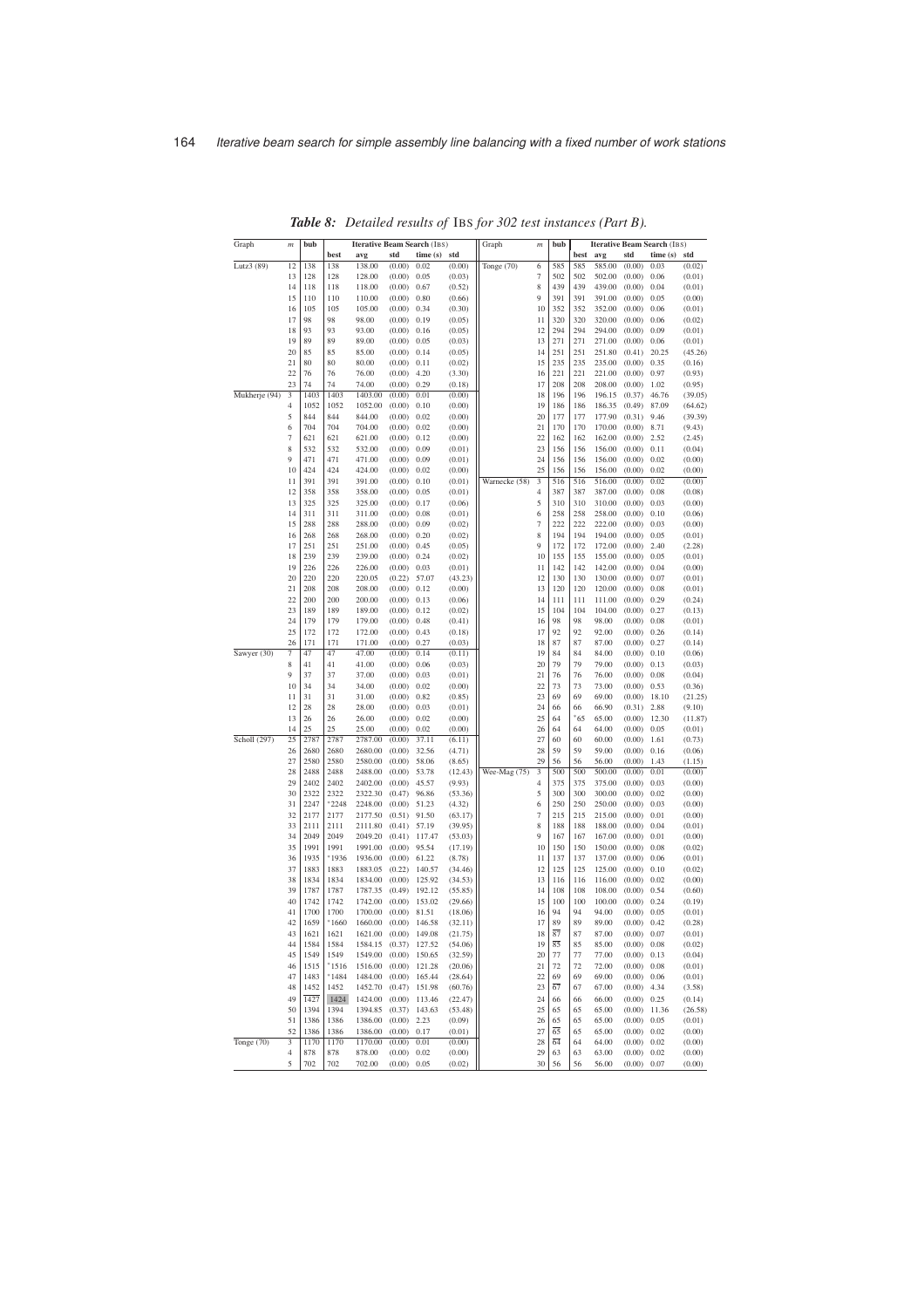***Table 8:*** *Detailed results of* IBS *for 302 test instances (Part B).*

| Graph | $m$ | bub | Iterative Beam Search (IBS) | | | | | Graph | $m$ | bub | Iterative Beam Search (IBS) | | | | |
|---|---|---|---|---|---|---|---|---|---|---|---|---|---|---|---|
| | | | best | avg | std | time (s) | std | | | | best | avg | std | time (s) | std |
| Lutz3 (89) | 12 | 138 | 138 | 138.00 | (0.00) | 0.02 | (0.00) | Tonge (70) | 6 | 585 | 585 | 585.00 | (0.00) | 0.03 | (0.02) |
| | 13 | 128 | 128 | 128.00 | (0.00) | 0.05 | (0.03) | | 7 | 502 | 502 | 502.00 | (0.00) | 0.06 | (0.01) |
| | 14 | 118 | 118 | 118.00 | (0.00) | 0.67 | (0.52) | | 8 | 439 | 439 | 439.00 | (0.00) | 0.04 | (0.01) |
| | 15 | 110 | 110 | 110.00 | (0.00) | 0.80 | (0.66) | | 9 | 391 | 391 | 391.00 | (0.00) | 0.05 | (0.00) |
| | 16 | 105 | 105 | 105.00 | (0.00) | 0.34 | (0.30) | | 10 | 352 | 352 | 352.00 | (0.00) | 0.06 | (0.01) |
| | 17 | 98 | 98 | 98.00 | (0.00) | 0.19 | (0.05) | | 11 | 320 | 320 | 320.00 | (0.00) | 0.06 | (0.02) |
| | 18 | 93 | 93 | 93.00 | (0.00) | 0.16 | (0.05) | | 12 | 294 | 294 | 294.00 | (0.00) | 0.09 | (0.01) |
| | 19 | 89 | 89 | 89.00 | (0.00) | 0.05 | (0.03) | | 13 | 271 | 271 | 271.00 | (0.00) | 0.06 | (0.01) |
| | 20 | 85 | 85 | 85.00 | (0.00) | 0.14 | (0.05) | | 14 | 251 | 251 | 251.80 | (0.41) | 20.25 | (45.26) |
| | 21 | 80 | 80 | 80.00 | (0.00) | 0.11 | (0.02) | | 15 | 235 | 235 | 235.00 | (0.00) | 0.35 | (0.16) |
| | 22 | 76 | 76 | 76.00 | (0.00) | 4.20 | (3.30) | | 16 | 221 | 221 | 221.00 | (0.00) | 0.97 | (0.93) |
| | 23 | 74 | 74 | 74.00 | (0.00) | 0.29 | (0.18) | | 17 | 208 | 208 | 208.00 | (0.00) | 1.02 | (0.95) |
| Mukherje (94) | 3 | 1403 | 1403 | 1403.00 | (0.00) | 0.01 | (0.00) | | 18 | 196 | 196 | 196.15 | (0.37) | 46.76 | (39.05) |
| | 4 | 1052 | 1052 | 1052.00 | (0.00) | 0.10 | (0.00) | | 19 | 186 | 186 | 186.35 | (0.49) | 87.09 | (64.62) |
| | 5 | 844 | 844 | 844.00 | (0.00) | 0.02 | (0.00) | | 20 | 177 | 177 | 177.90 | (0.31) | 9.46 | (39.39) |
| | 6 | 704 | 704 | 704.00 | (0.00) | 0.02 | (0.00) | | 21 | 170 | 170 | 170.00 | (0.00) | 8.71 | (9.43) |
| | 7 | 621 | 621 | 621.00 | (0.00) | 0.12 | (0.00) | | 22 | 162 | 162 | 162.00 | (0.00) | 2.52 | (2.45) |
| | 8 | 532 | 532 | 532.00 | (0.00) | 0.09 | (0.01) | | 23 | 156 | 156 | 156.00 | (0.00) | 0.11 | (0.04) |
| | 9 | 471 | 471 | 471.00 | (0.00) | 0.09 | (0.01) | | 24 | 156 | 156 | 156.00 | (0.00) | 0.02 | (0.00) |
| | 10 | 424 | 424 | 424.00 | (0.00) | 0.02 | (0.00) | | 25 | 156 | 156 | 156.00 | (0.00) | 0.02 | (0.00) |
| | 11 | 391 | 391 | 391.00 | (0.00) | 0.10 | (0.01) | Warnecke (58) | 3 | 516 | 516 | 516.00 | (0.00) | 0.02 | (0.00) |
| | 12 | 358 | 358 | 358.00 | (0.00) | 0.05 | (0.01) | | 4 | 387 | 387 | 387.00 | (0.00) | 0.08 | (0.08) |
| | 13 | 325 | 325 | 325.00 | (0.00) | 0.17 | (0.06) | | 5 | 310 | 310 | 310.00 | (0.00) | 0.03 | (0.00) |
| | 14 | 311 | 311 | 311.00 | (0.00) | 0.08 | (0.01) | | 6 | 258 | 258 | 258.00 | (0.00) | 0.10 | (0.06) |
| | 15 | 288 | 288 | 288.00 | (0.00) | 0.09 | (0.02) | | 7 | 222 | 222 | 222.00 | (0.00) | 0.03 | (0.00) |
| | 16 | 268 | 268 | 268.00 | (0.00) | 0.20 | (0.02) | | 8 | 194 | 194 | 194.00 | (0.00) | 0.05 | (0.01) |
| | 17 | 251 | 251 | 251.00 | (0.00) | 0.45 | (0.05) | | 9 | 172 | 172 | 172.00 | (0.00) | 2.40 | (2.28) |
| | 18 | 239 | 239 | 239.00 | (0.00) | 0.24 | (0.02) | | 10 | 155 | 155 | 155.00 | (0.00) | 0.05 | (0.01) |
| | 19 | 226 | 226 | 226.00 | (0.00) | 0.03 | (0.01) | | 11 | 142 | 142 | 142.00 | (0.00) | 0.04 | (0.00) |
| | 20 | 220 | 220 | 220.05 | (0.22) | 57.07 | (43.23) | | 12 | 130 | 130 | 130.00 | (0.00) | 0.07 | (0.01) |
| | 21 | 208 | 208 | 208.00 | (0.00) | 0.12 | (0.00) | | 13 | 120 | 120 | 120.00 | (0.00) | 0.08 | (0.01) |
| | 22 | 200 | 200 | 200.00 | (0.00) | 0.13 | (0.06) | | 14 | 111 | 111 | 111.00 | (0.00) | 0.29 | (0.24) |
| | 23 | 189 | 189 | 189.00 | (0.00) | 0.12 | (0.02) | | 15 | 104 | 104 | 104.00 | (0.00) | 0.27 | (0.13) |
| | 24 | 179 | 179 | 179.00 | (0.00) | 0.48 | (0.41) | | 16 | 98 | 98 | 98.00 | (0.00) | 0.08 | (0.01) |
| | 25 | 172 | 172 | 172.00 | (0.00) | 0.43 | (0.18) | | 17 | 92 | 92 | 92.00 | (0.00) | 0.26 | (0.14) |
| | 26 | 171 | 171 | 171.00 | (0.00) | 0.27 | (0.03) | | 18 | 87 | 87 | 87.00 | (0.00) | 0.27 | (0.14) |
| Sawyer (30) | 7 | 47 | 47 | 47.00 | (0.00) | 0.14 | (0.11) | | 19 | 84 | 84 | 84.00 | (0.00) | 0.10 | (0.06) |
| | 8 | 41 | 41 | 41.00 | (0.00) | 0.06 | (0.03) | | 20 | 79 | 79 | 79.00 | (0.00) | 0.13 | (0.03) |
| | 9 | 37 | 37 | 37.00 | (0.00) | 0.03 | (0.01) | | 21 | 76 | 76 | 76.00 | (0.00) | 0.08 | (0.04) |
| | 10 | 34 | 34 | 34.00 | (0.00) | 0.02 | (0.00) | | 22 | 73 | 73 | 73.00 | (0.00) | 0.53 | (0.36) |
| | 11 | 31 | 31 | 31.00 | (0.00) | 0.82 | (0.85) | | 23 | 69 | 69 | 69.00 | (0.00) | 18.10 | (21.25) |
| | 12 | 28 | 28 | 28.00 | (0.00) | 0.03 | (0.01) | | 24 | 66 | 66 | 66.90 | (0.31) | 2.88 | (9.10) |
| | 13 | 26 | 26 | 26.00 | (0.00) | 0.02 | (0.00) | | 25 | 64 | *65 | 65.00 | (0.00) | 12.30 | (11.87) |
| | 14 | 25 | 25 | 25.00 | (0.00) | 0.02 | (0.00) | | 26 | 64 | 64 | 64.00 | (0.00) | 0.05 | (0.01) |
| Scholl (297) | 25 | 2787 | 2787 | 2787.00 | (0.00) | 37.11 | (6.11) | | 27 | 60 | 60 | 60.00 | (0.00) | 1.61 | (0.73) |
| | 26 | 2680 | 2680 | 2680.00 | (0.00) | 32.56 | (4.71) | | 28 | 59 | 59 | 59.00 | (0.00) | 0.16 | (0.06) |
| | 27 | 2580 | 2580 | 2580.00 | (0.00) | 58.06 | (8.65) | | 29 | 56 | 56 | 56.00 | (0.00) | 1.43 | (1.15) |
| | 28 | 2488 | 2488 | 2488.00 | (0.00) | 53.78 | (12.43) | Wee-Mag (75) | 3 | 500 | 500 | 500.00 | (0.00) | 0.01 | (0.00) |
| | 29 | 2402 | 2402 | 2402.00 | (0.00) | 45.57 | (9.93) | | 4 | 375 | 375 | 375.00 | (0.00) | 0.03 | (0.00) |
| | 30 | 2322 | 2322 | 2322.30 | (0.47) | 96.86 | (53.36) | | 5 | 300 | 300 | 300.00 | (0.00) | 0.02 | (0.00) |
| | 31 | 2247 | *2248 | 2248.00 | (0.00) | 51.23 | (4.32) | | 6 | 250 | 250 | 250.00 | (0.00) | 0.03 | (0.00) |
| | 32 | 2177 | 2177 | 2177.50 | (0.51) | 91.50 | (63.17) | | 7 | 215 | 215 | 215.00 | (0.00) | 0.01 | (0.00) |
| | 33 | 2111 | 2111 | 2111.80 | (0.41) | 57.19 | (39.95) | | 8 | 188 | 188 | 188.00 | (0.00) | 0.04 | (0.01) |
| | 34 | 2049 | 2049 | 2049.20 | (0.41) | 117.47 | (53.03) | | 9 | 167 | 167 | 167.00 | (0.00) | 0.01 | (0.00) |
| | 35 | 1991 | 1991 | 1991.00 | (0.00) | 95.54 | (17.19) | | 10 | 150 | 150 | 150.00 | (0.00) | 0.08 | (0.02) |
| | 36 | 1935 | *1936 | 1936.00 | (0.00) | 61.22 | (8.78) | | 11 | 137 | 137 | 137.00 | (0.00) | 0.06 | (0.01) |
| | 37 | 1883 | 1883 | 1883.05 | (0.22) | 140.57 | (34.46) | | 12 | 125 | 125 | 125.00 | (0.00) | 0.10 | (0.02) |
| | 38 | 1834 | 1834 | 1834.00 | (0.00) | 125.92 | (34.53) | | 13 | 116 | 116 | 116.00 | (0.00) | 0.02 | (0.00) |
| | 39 | 1787 | 1787 | 1787.35 | (0.49) | 192.12 | (55.85) | | 14 | 108 | 108 | 108.00 | (0.00) | 0.54 | (0.60) |
| | 40 | 1742 | 1742 | 1742.00 | (0.00) | 153.02 | (29.66) | | 15 | 100 | 100 | 100.00 | (0.00) | 0.24 | (0.19) |
| | 41 | 1700 | 1700 | 1700.00 | (0.00) | 81.51 | (18.06) | | 16 | 94 | 94 | 94.00 | (0.00) | 0.05 | (0.01) |
| | 42 | 1659 | *1660 | 1660.00 | (0.00) | 146.58 | (32.11) | | 17 | 89 | 89 | 89.00 | (0.00) | 0.42 | (0.28) |
| | 43 | 1621 | 1621 | 1621.00 | (0.00) | 149.08 | (21.75) | | 18 | $\overline{87}$ | 87 | 87.00 | (0.00) | 0.07 | (0.01) |
| | 44 | 1584 | 1584 | 1584.15 | (0.37) | 127.52 | (54.06) | | 19 | $\overline{85}$ | 85 | 85.00 | (0.00) | 0.08 | (0.02) |
| | 45 | 1549 | 1549 | 1549.00 | (0.00) | 150.65 | (32.59) | | 20 | 77 | 77 | 77.00 | (0.00) | 0.13 | (0.04) |
| | 46 | 1515 | *1516 | 1516.00 | (0.00) | 121.28 | (20.06) | | 21 | 72 | 72 | 72.00 | (0.00) | 0.08 | (0.01) |
| | 47 | 1483 | *1484 | 1484.00 | (0.00) | 165.44 | (28.64) | | 22 | 69 | 69 | 69.00 | (0.00) | 0.06 | (0.01) |
| | 48 | 1452 | 1452 | 1452.70 | (0.47) | 151.98 | (60.76) | | 23 | $\overline{67}$ | 67 | 67.00 | (0.00) | 4.34 | (3.58) |
| | 49 | $\overline{1427}$ | 1424 | 1424.00 | (0.00) | 113.46 | (22.47) | | 24 | 66 | 66 | 66.00 | (0.00) | 0.25 | (0.14) |
| | 50 | 1394 | 1394 | 1394.85 | (0.37) | 143.63 | (53.48) | | 25 | 65 | 65 | 65.00 | (0.00) | 11.36 | (26.58) |
| | 51 | 1386 | 1386 | 1386.00 | (0.00) | 2.23 | (0.09) | | 26 | 65 | 65 | 65.00 | (0.00) | 0.05 | (0.01) |
| | 52 | 1386 | 1386 | 1386.00 | (0.00) | 0.17 | (0.01) | | 27 | $\overline{65}$ | 65 | 65.00 | (0.00) | 0.02 | (0.00) |
| Tonge (70) | 3 | 1170 | 1170 | 1170.00 | (0.00) | 0.01 | (0.00) | | 28 | $\overline{64}$ | 64 | 64.00 | (0.00) | 0.02 | (0.00) |
| | 4 | 878 | 878 | 878.00 | (0.00) | 0.02 | (0.00) | | 29 | 63 | 63 | 63.00 | (0.00) | 0.02 | (0.00) |
| | 5 | 702 | 702 | 702.00 | (0.00) | 0.05 | (0.02) | | 30 | 56 | 56 | 56.00 | (0.00) | 0.07 | (0.00) |